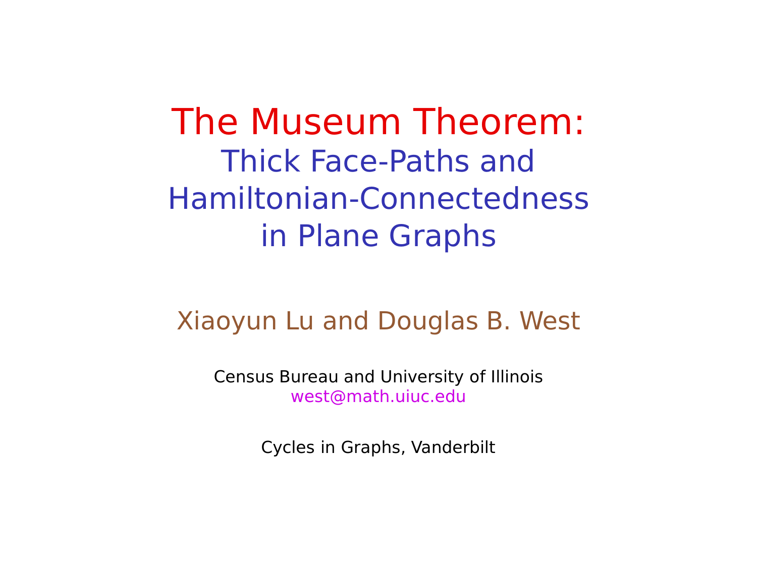# The Museum Theorem:

## Thick Face-Paths and Hamiltonian-Connectedness in Plane Graphs

Xiaoyun Lu and Douglas B. West

Census Bureau and University of Illinois
west@math.uiuc.edu

Cycles in Graphs, Vanderbilt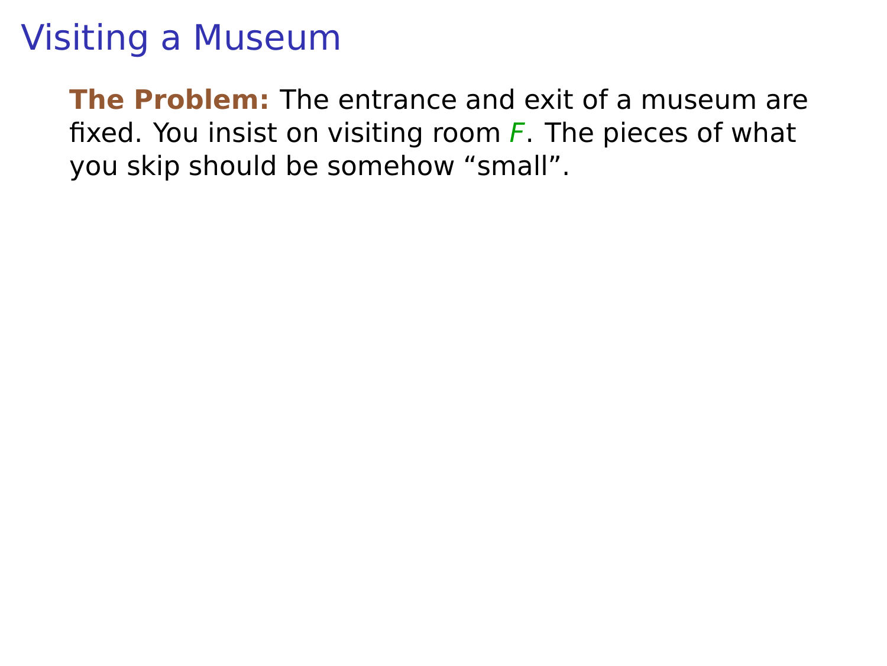# Visiting a Museum

**The Problem:** The entrance and exit of a museum are fixed. You insist on visiting room $F$. The pieces of what you skip should be somehow “small”.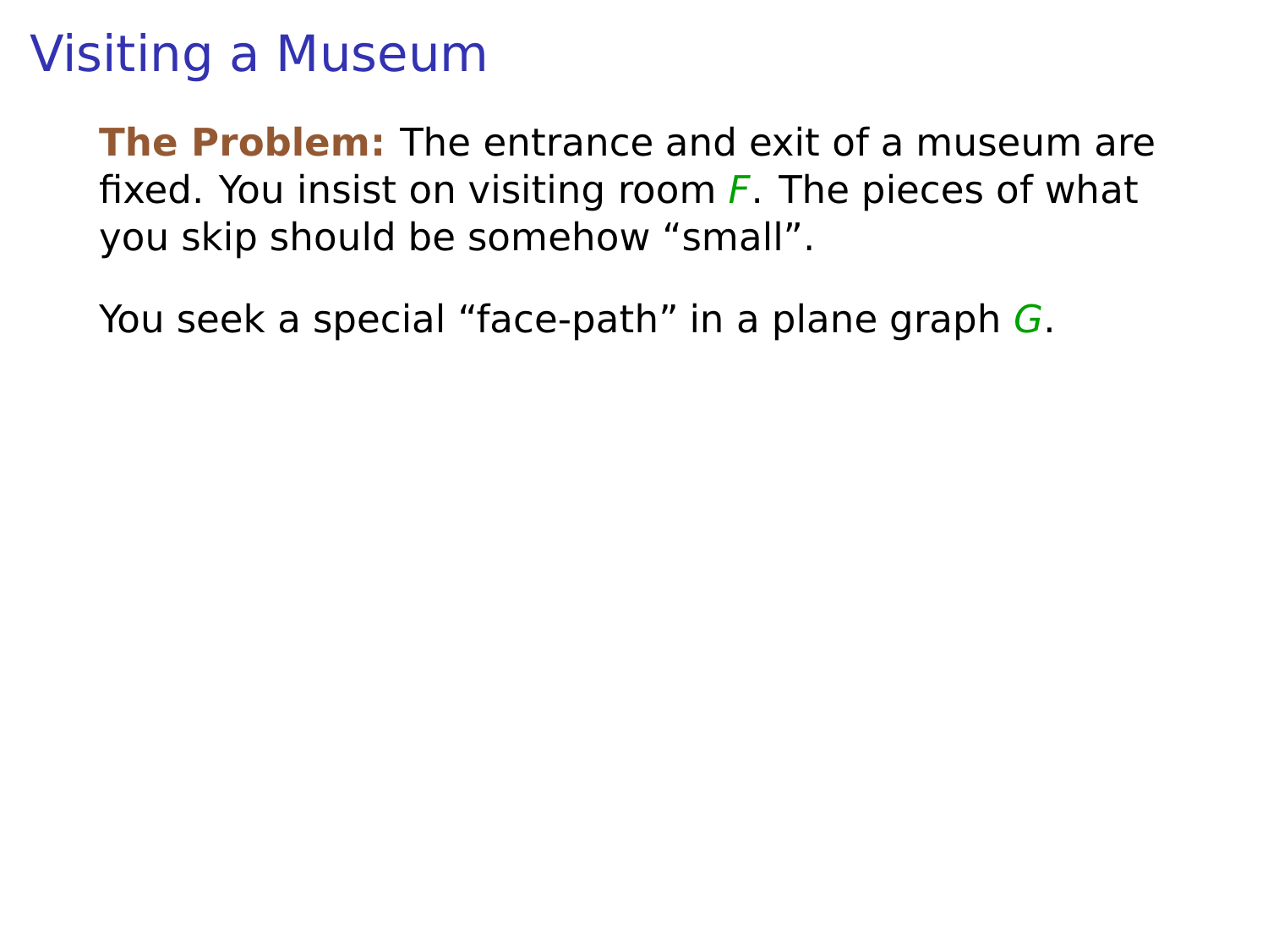# Visiting a Museum

**The Problem:** The entrance and exit of a museum are fixed. You insist on visiting room $F$. The pieces of what you skip should be somehow “small”.

You seek a special “face-path” in a plane graph $G$.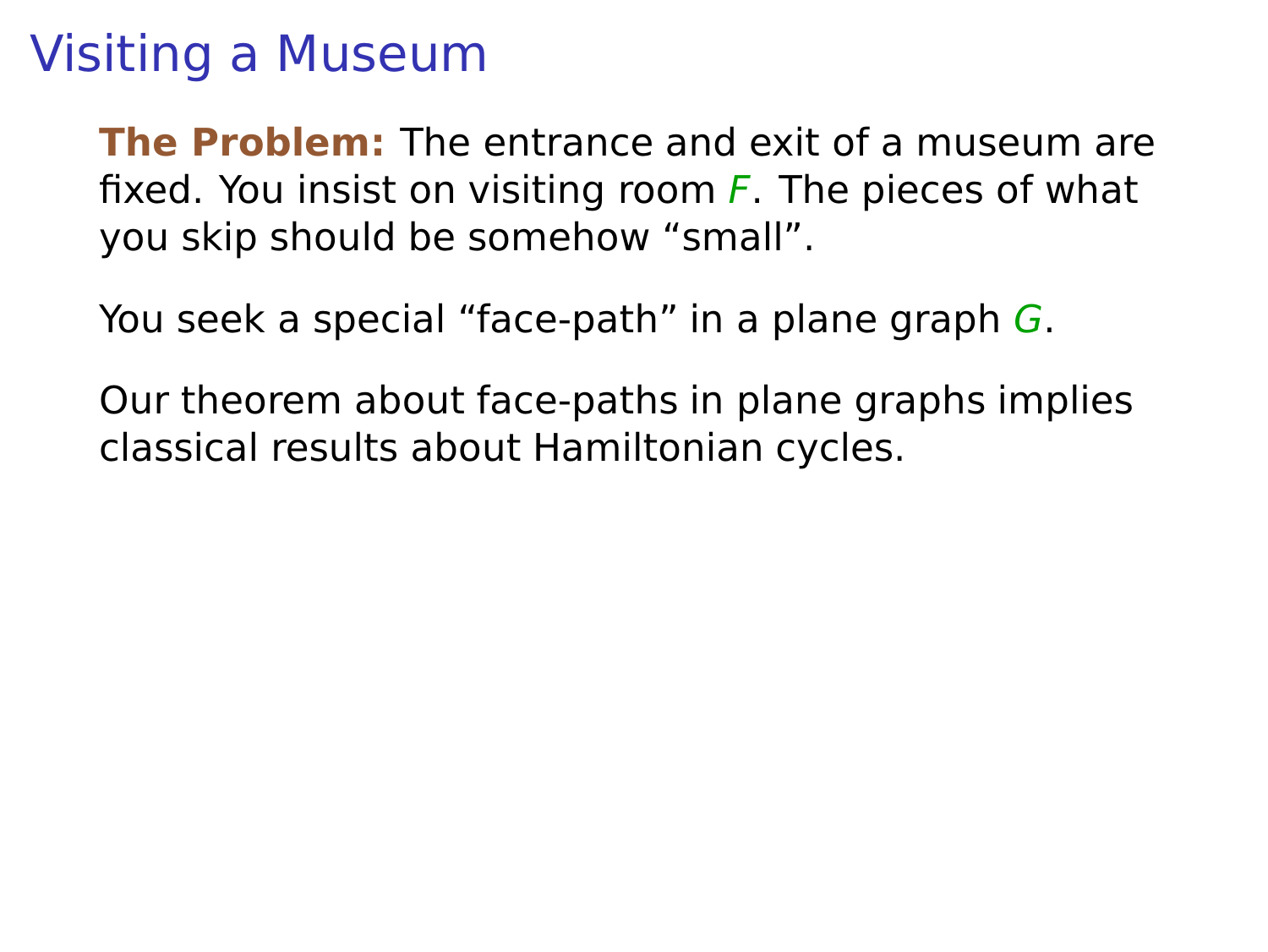# Visiting a Museum

**The Problem:** The entrance and exit of a museum are fixed. You insist on visiting room $F$. The pieces of what you skip should be somehow “small”.

You seek a special “face-path” in a plane graph $G$.

Our theorem about face-paths in plane graphs implies classical results about Hamiltonian cycles.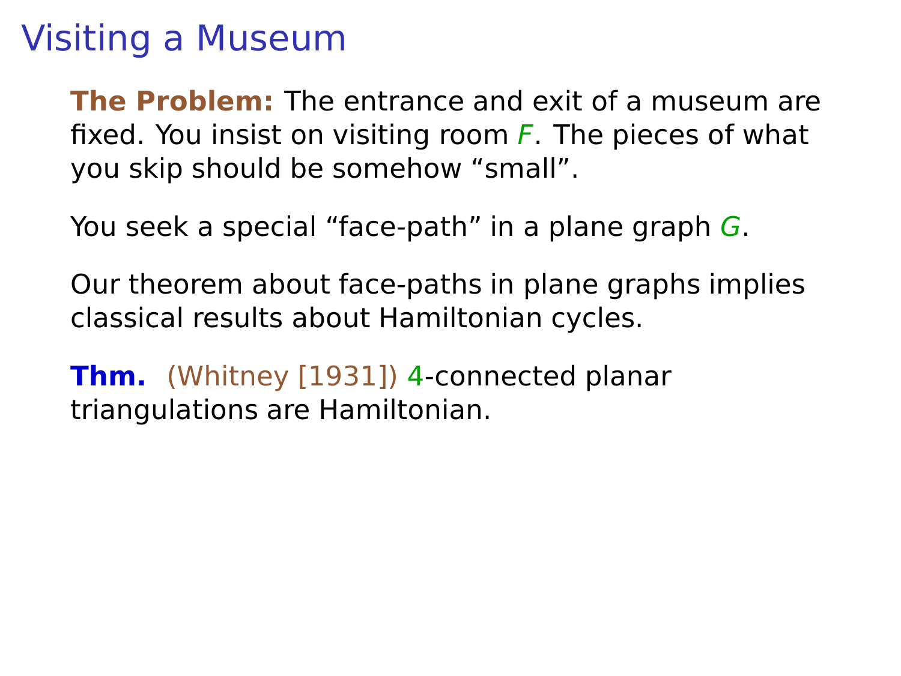# Visiting a Museum

**The Problem:** The entrance and exit of a museum are fixed. You insist on visiting room $F$. The pieces of what you skip should be somehow “small”.

You seek a special “face-path” in a plane graph $G$.

Our theorem about face-paths in plane graphs implies classical results about Hamiltonian cycles.

**Thm.** (Whitney [1931]) 4-connected planar triangulations are Hamiltonian.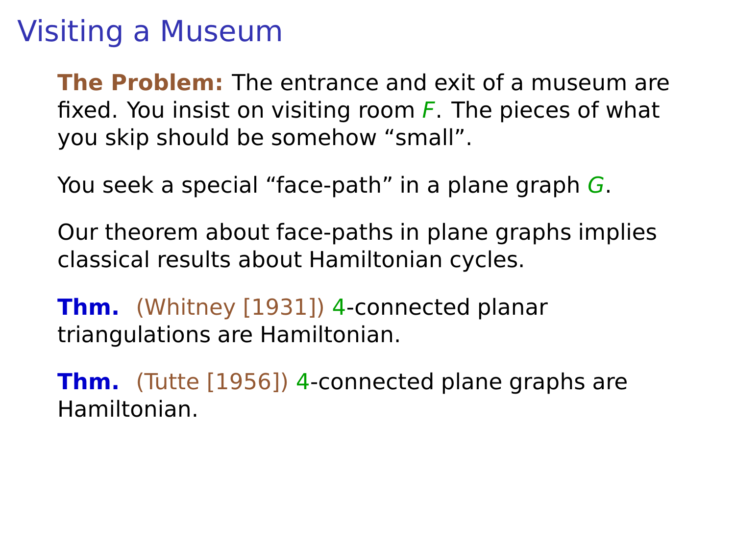# Visiting a Museum

**The Problem:** The entrance and exit of a museum are fixed. You insist on visiting room $F$. The pieces of what you skip should be somehow "small".

You seek a special "face-path" in a plane graph $G$.

Our theorem about face-paths in plane graphs implies classical results about Hamiltonian cycles.

**Thm.** (Whitney [1931]) 4-connected planar triangulations are Hamiltonian.

**Thm.** (Tutte [1956]) 4-connected plane graphs are Hamiltonian.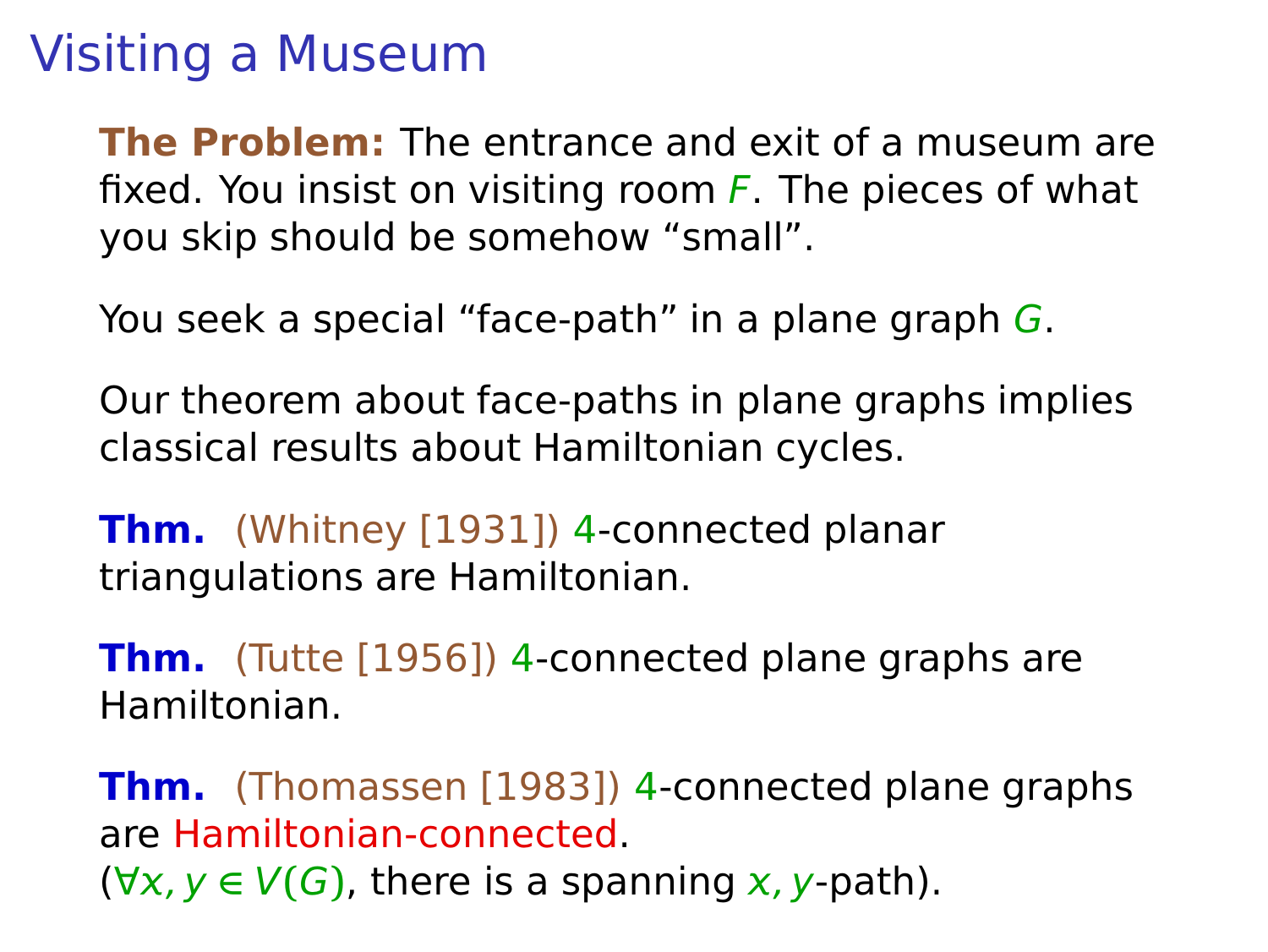# Visiting a Museum

**The Problem:** The entrance and exit of a museum are fixed. You insist on visiting room $F$. The pieces of what you skip should be somehow "small".

You seek a special "face-path" in a plane graph $G$.

Our theorem about face-paths in plane graphs implies classical results about Hamiltonian cycles.

**Thm.** (Whitney [1931]) 4-connected planar triangulations are Hamiltonian.

**Thm.** (Tutte [1956]) 4-connected plane graphs are Hamiltonian.

**Thm.** (Thomassen [1983]) 4-connected plane graphs are Hamiltonian-connected.
($\forall x, y \in V(G)$, there is a spanning $x, y$-path).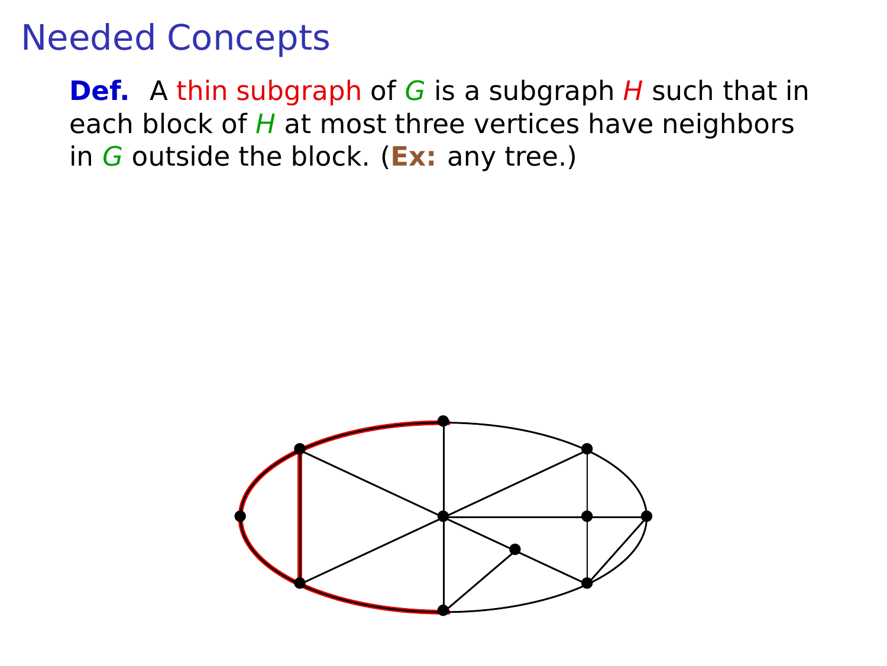# Needed Concepts

**Def.** A thin subgraph of $G$ is a subgraph $H$ such that in each block of $H$ at most three vertices have neighbors in $G$ outside the block. (**Ex:** any tree.)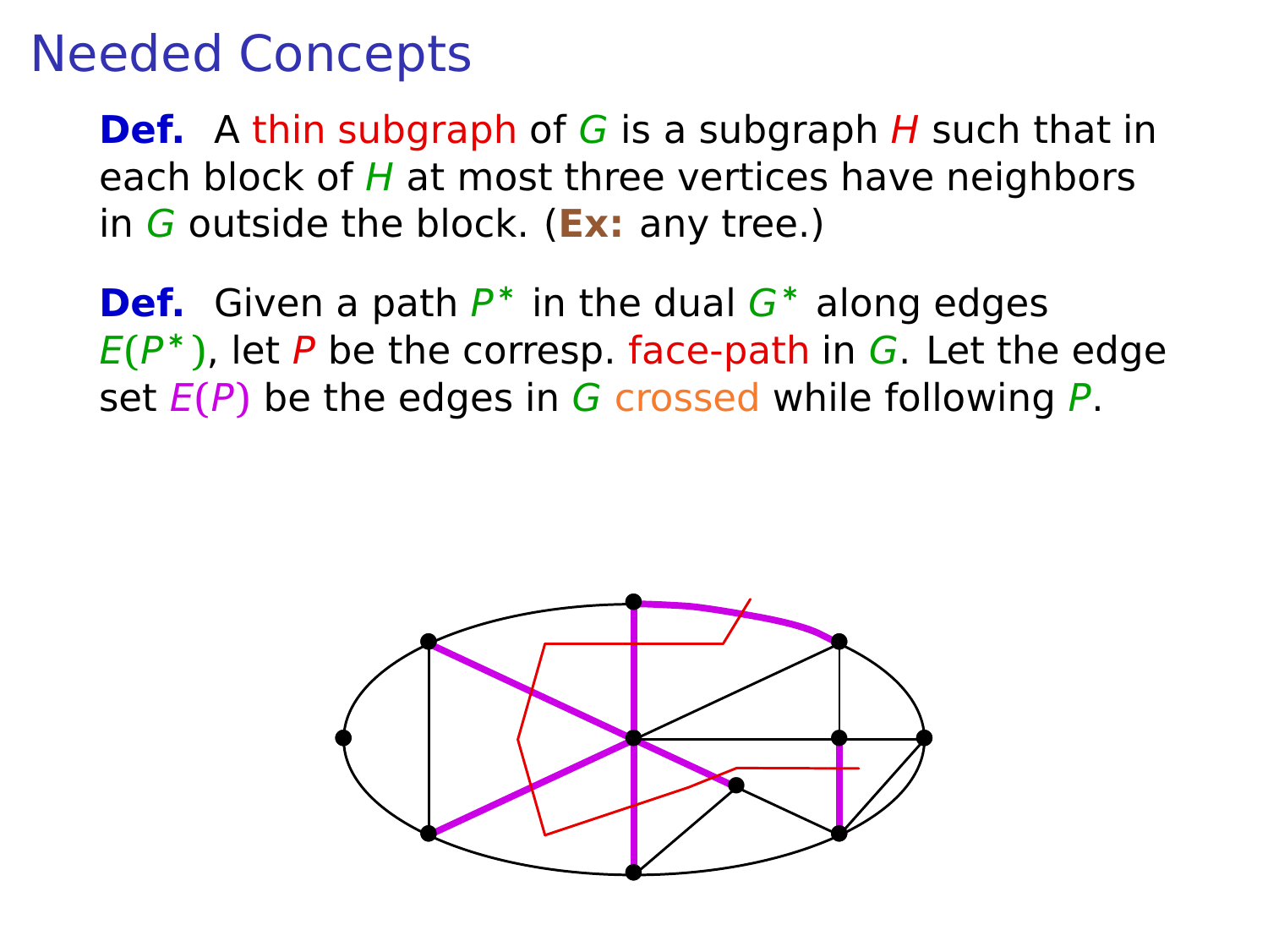# Needed Concepts

**Def.** A thin subgraph of $G$ is a subgraph $H$ such that in each block of $H$ at most three vertices have neighbors in $G$ outside the block. (**Ex:** any tree.)

**Def.** Given a path $P^*$ in the dual $G^*$ along edges $E(P^*)$, let $P$ be the corresp. face-path in $G$. Let the edge set $E(P)$ be the edges in $G$ crossed while following $P$.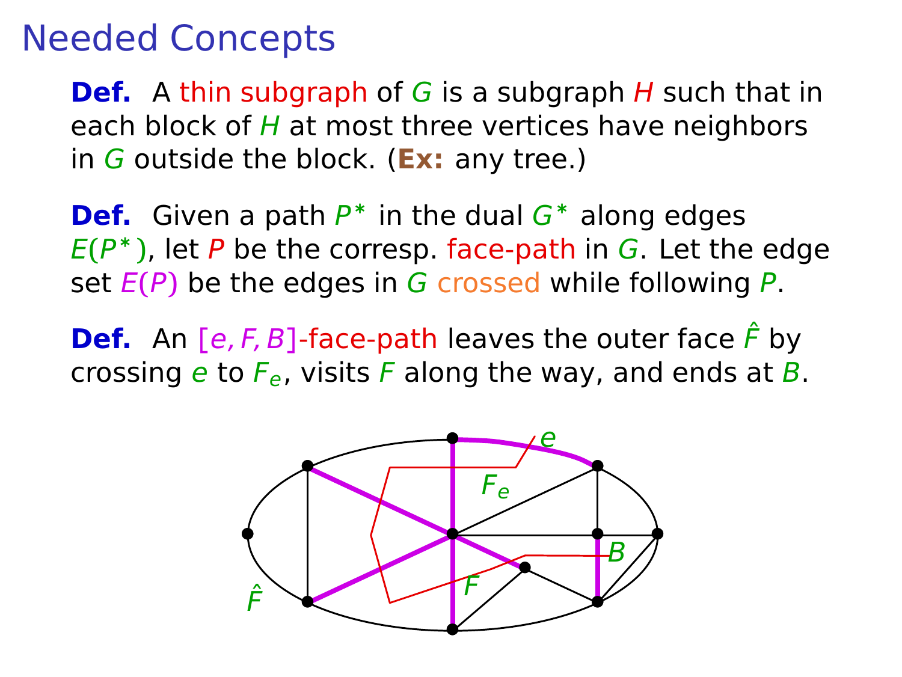# Needed Concepts

**Def.** A thin subgraph of $G$ is a subgraph $H$ such that in each block of $H$ at most three vertices have neighbors in $G$ outside the block. (**Ex:** any tree.)

**Def.** Given a path $P^*$ in the dual $G^*$ along edges $E(P^*)$, let $P$ be the corresp. face-path in $G$. Let the edge set $E(P)$ be the edges in $G$ crossed while following $P$.

**Def.** An $[e, F, B]$-face-path leaves the outer face $\hat{F}$ by crossing $e$ to $F_e$, visits $F$ along the way, and ends at $B$.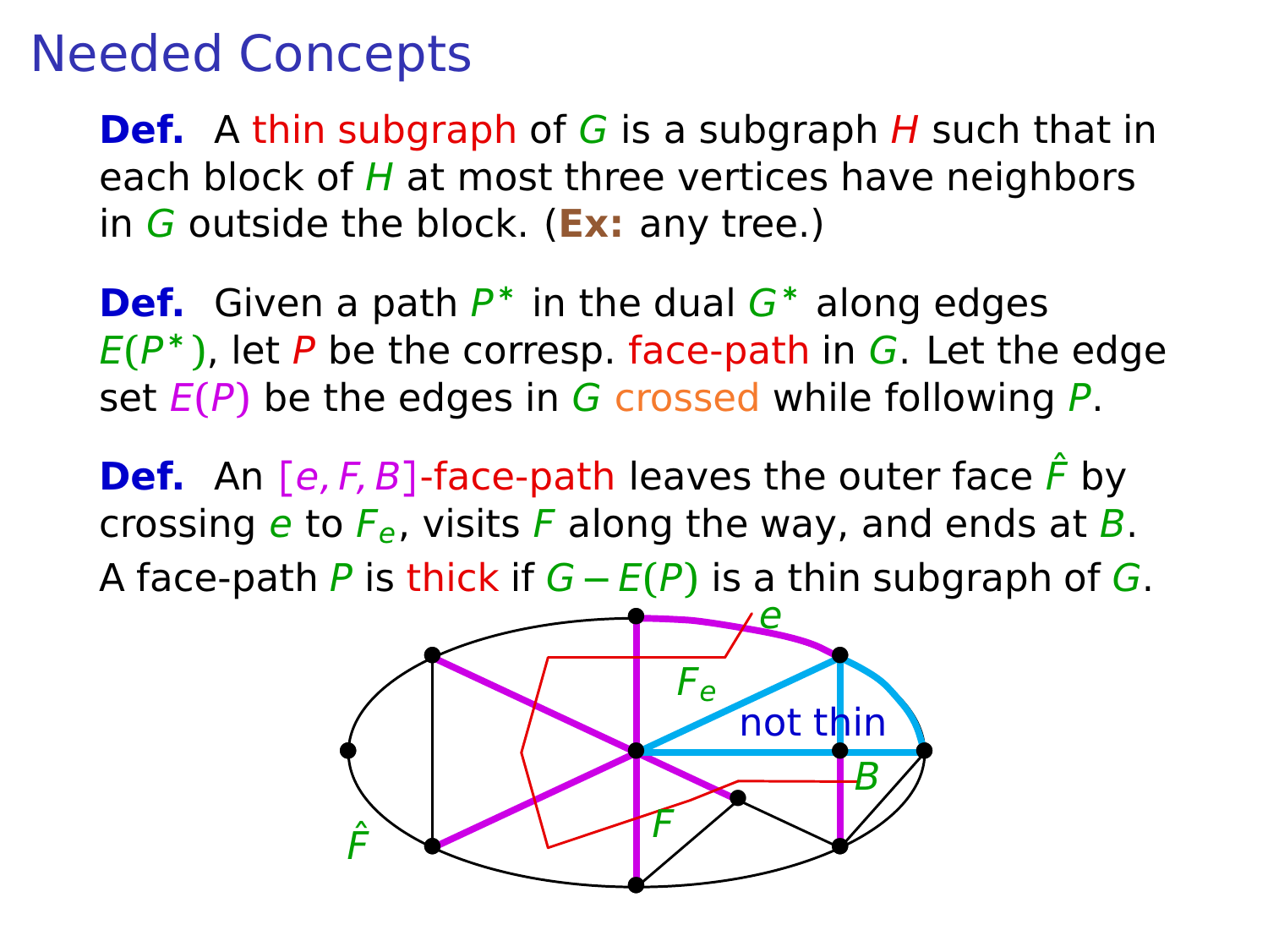# Needed Concepts

**Def.** A thin subgraph of $G$ is a subgraph $H$ such that in each block of $H$ at most three vertices have neighbors in $G$ outside the block. (**Ex:** any tree.)

**Def.** Given a path $P^*$ in the dual $G^*$ along edges $E(P^*)$, let $P$ be the corresp. face-path in $G$. Let the edge set $E(P)$ be the edges in $G$ crossed while following $P$.

**Def.** An $[e, F, B]$-face-path leaves the outer face $\hat{F}$ by crossing $e$ to $F_e$, visits $F$ along the way, and ends at $B$. A face-path $P$ is thick if $G - E(P)$ is a thin subgraph of $G$.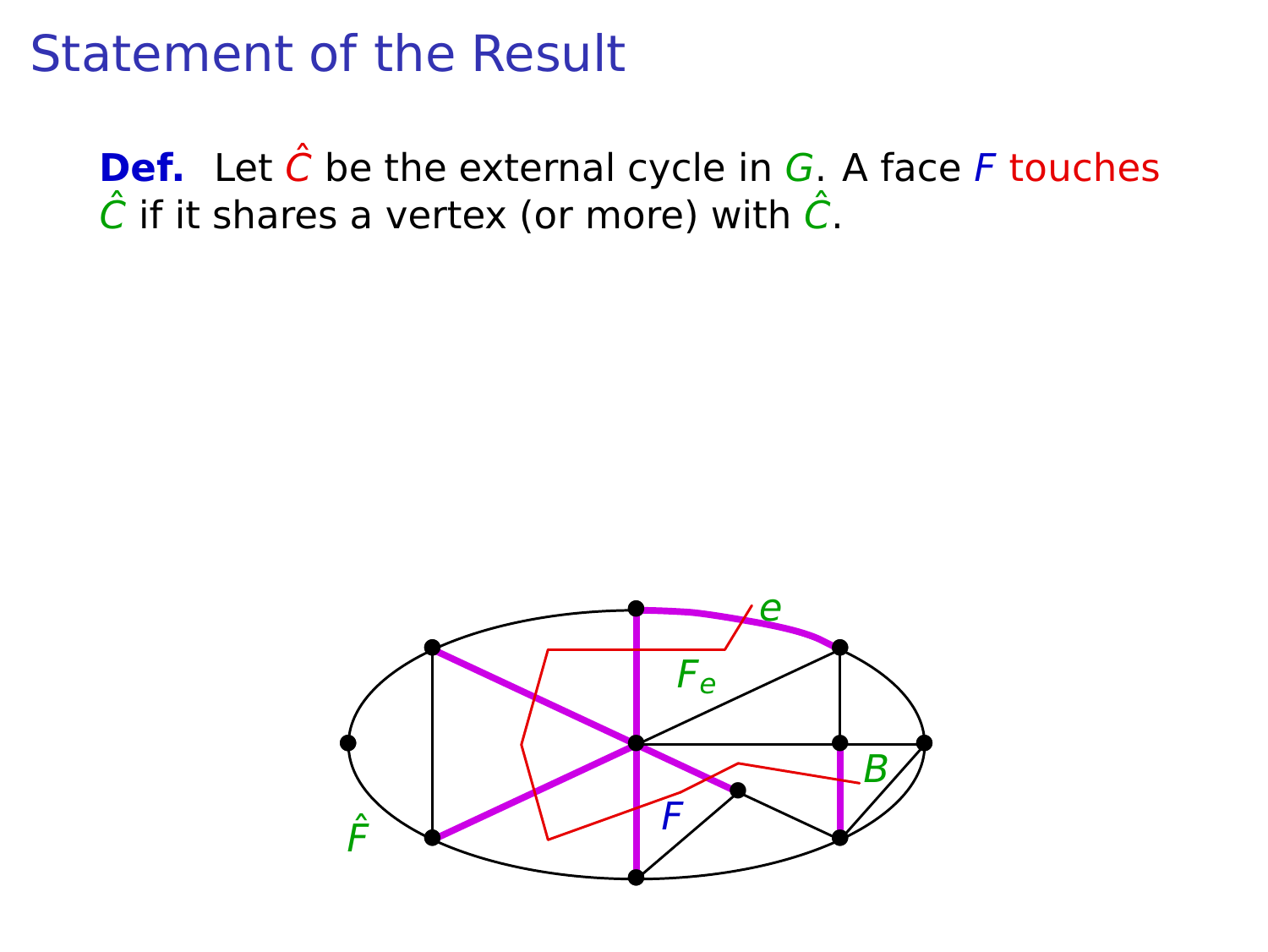# Statement of the Result

**Def.** Let $\hat{C}$ be the external cycle in $G$. A face $F$ touches $\hat{C}$ if it shares a vertex (or more) with $\hat{C}$.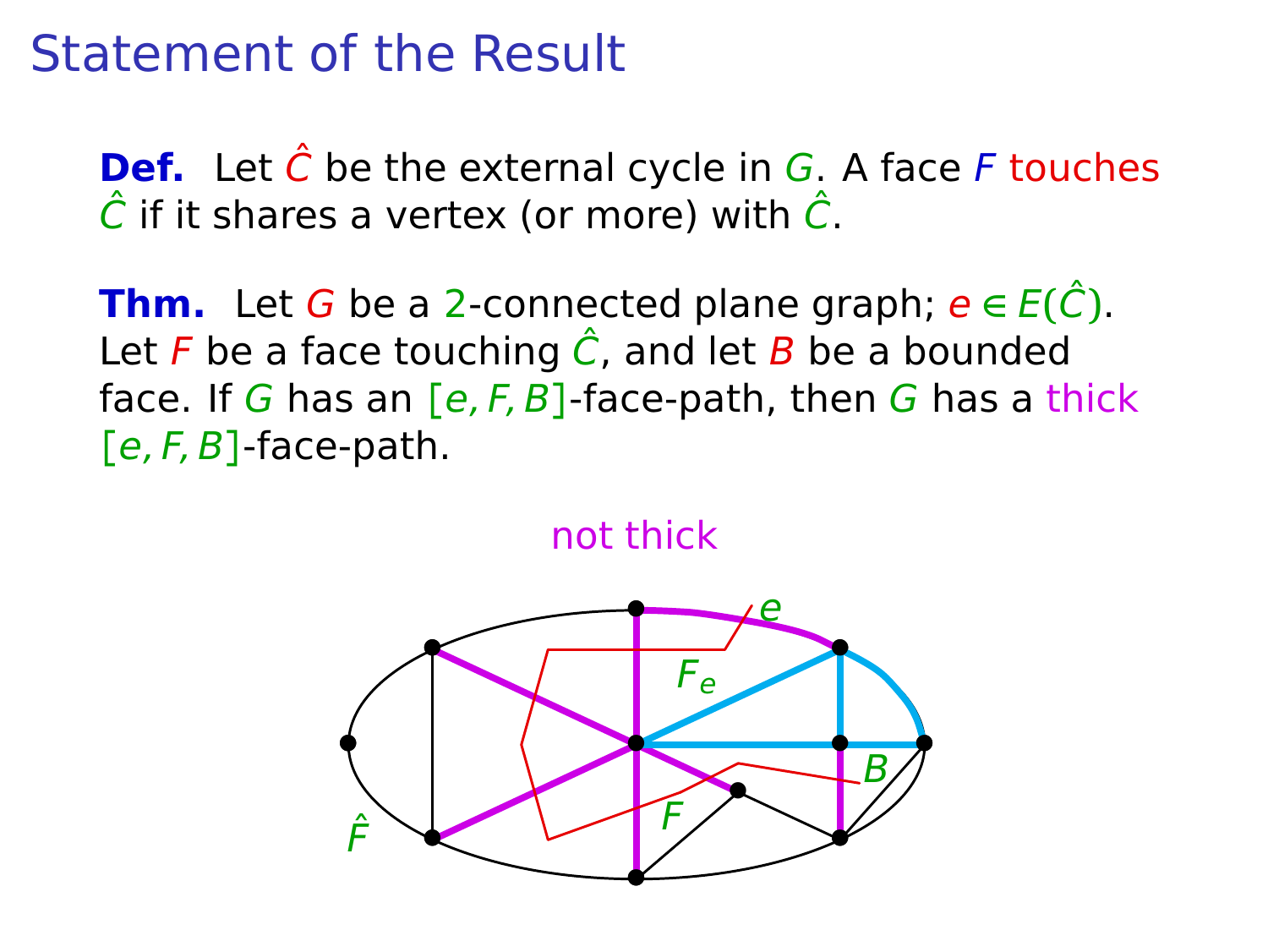# Statement of the Result

**Def.** Let $\hat{C}$ be the external cycle in $G$. A face $F$ touches $\hat{C}$ if it shares a vertex (or more) with $\hat{C}$.

**Thm.** Let $G$ be a 2-connected plane graph; $e \in E(\hat{C})$. Let $F$ be a face touching $\hat{C}$, and let $B$ be a bounded face. If $G$ has an $[e, F, B]$-face-path, then $G$ has a thick $[e, F, B]$-face-path.

not thick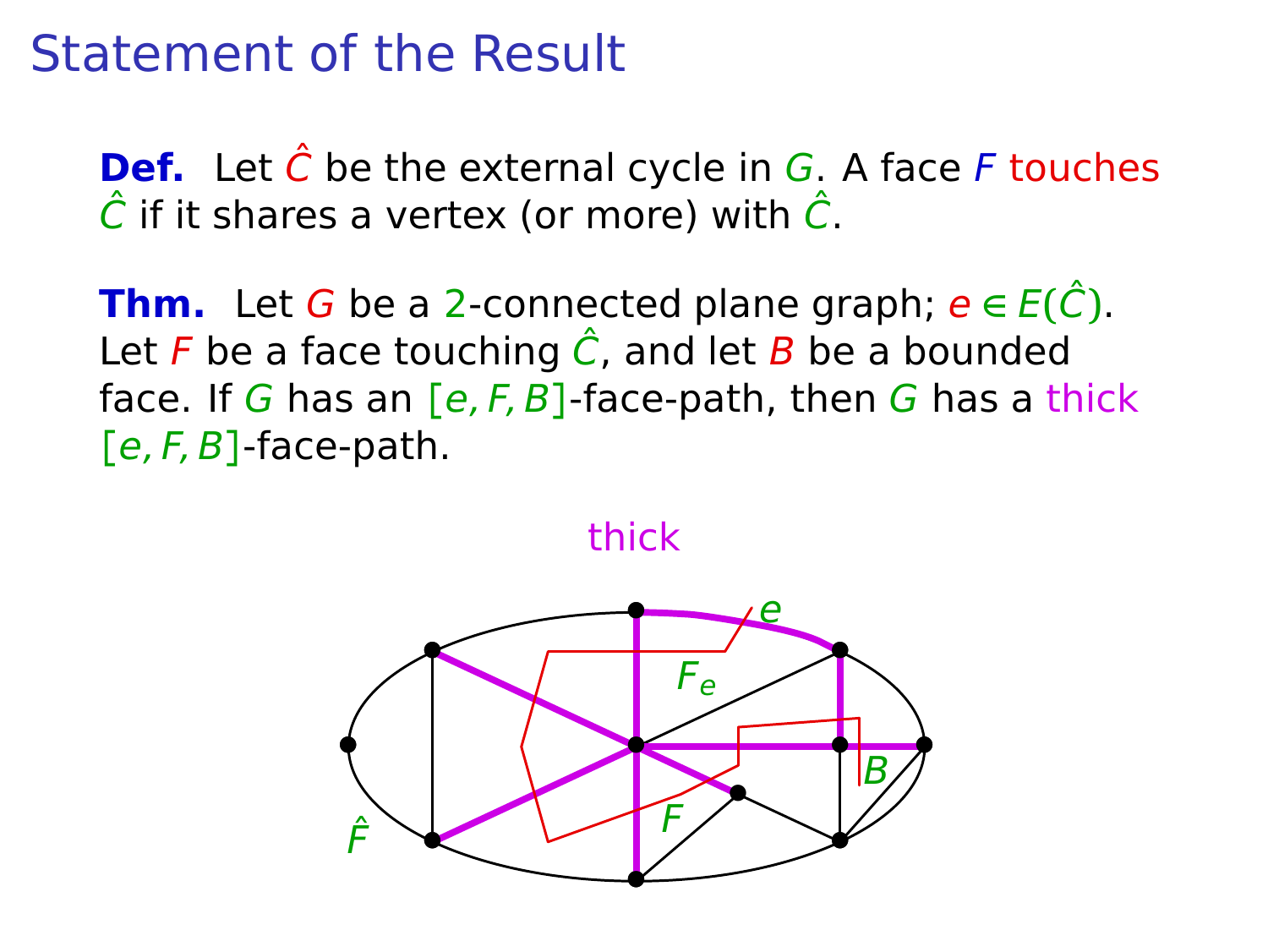# Statement of the Result

**Def.** Let $\hat{C}$ be the external cycle in $G$. A face $F$ touches $\hat{C}$ if it shares a vertex (or more) with $\hat{C}$.

**Thm.** Let $G$ be a 2-connected plane graph; $e \in E(\hat{C})$. Let $F$ be a face touching $\hat{C}$, and let $B$ be a bounded face. If $G$ has an $[e, F, B]$-face-path, then $G$ has a thick $[e, F, B]$-face-path.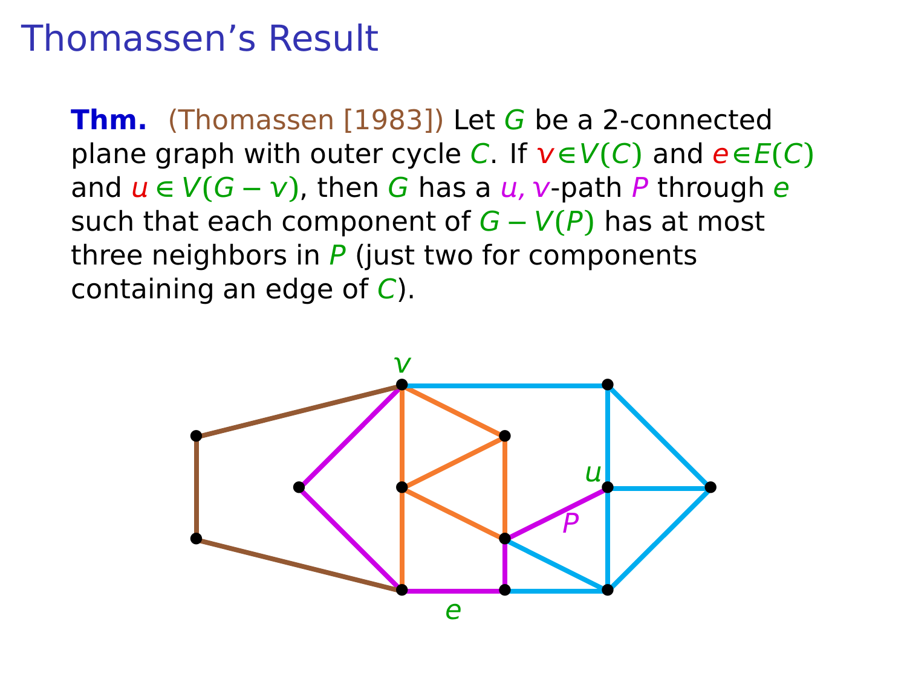# Thomassen's Result

**Thm.** (Thomassen [1983]) Let $G$ be a 2-connected plane graph with outer cycle $C$. If $v \in V(C)$ and $e \in E(C)$ and $u \in V(G - v)$, then $G$ has a $u, v$-path $P$ through $e$ such that each component of $G - V(P)$ has at most three neighbors in $P$ (just two for components containing an edge of $C$).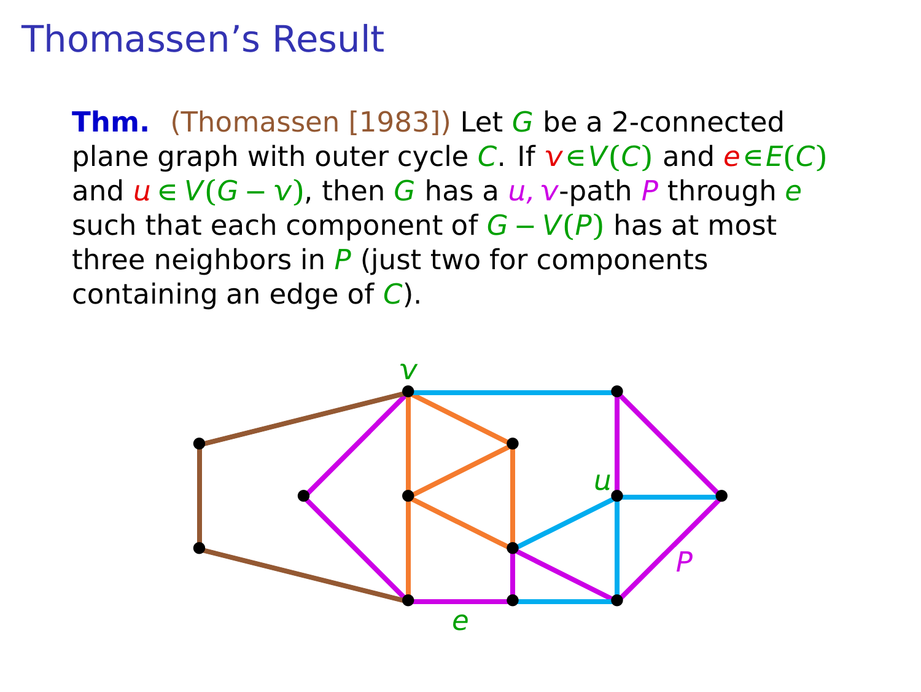# Thomassen's Result

**Thm.** (Thomassen [1983]) Let $G$ be a 2-connected plane graph with outer cycle $C$. If $v \in V(C)$ and $e \in E(C)$ and $u \in V(G - v)$, then $G$ has a $u, v$-path $P$ through $e$ such that each component of $G - V(P)$ has at most three neighbors in $P$ (just two for components containing an edge of $C$).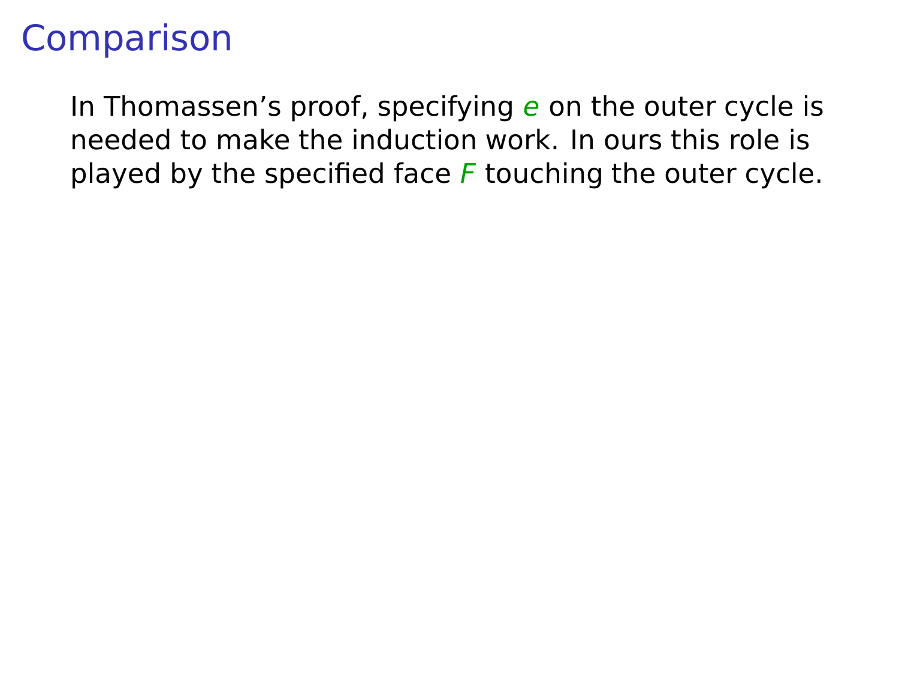# Comparison

In Thomassen's proof, specifying $e$ on the outer cycle is needed to make the induction work. In ours this role is played by the specified face $F$ touching the outer cycle.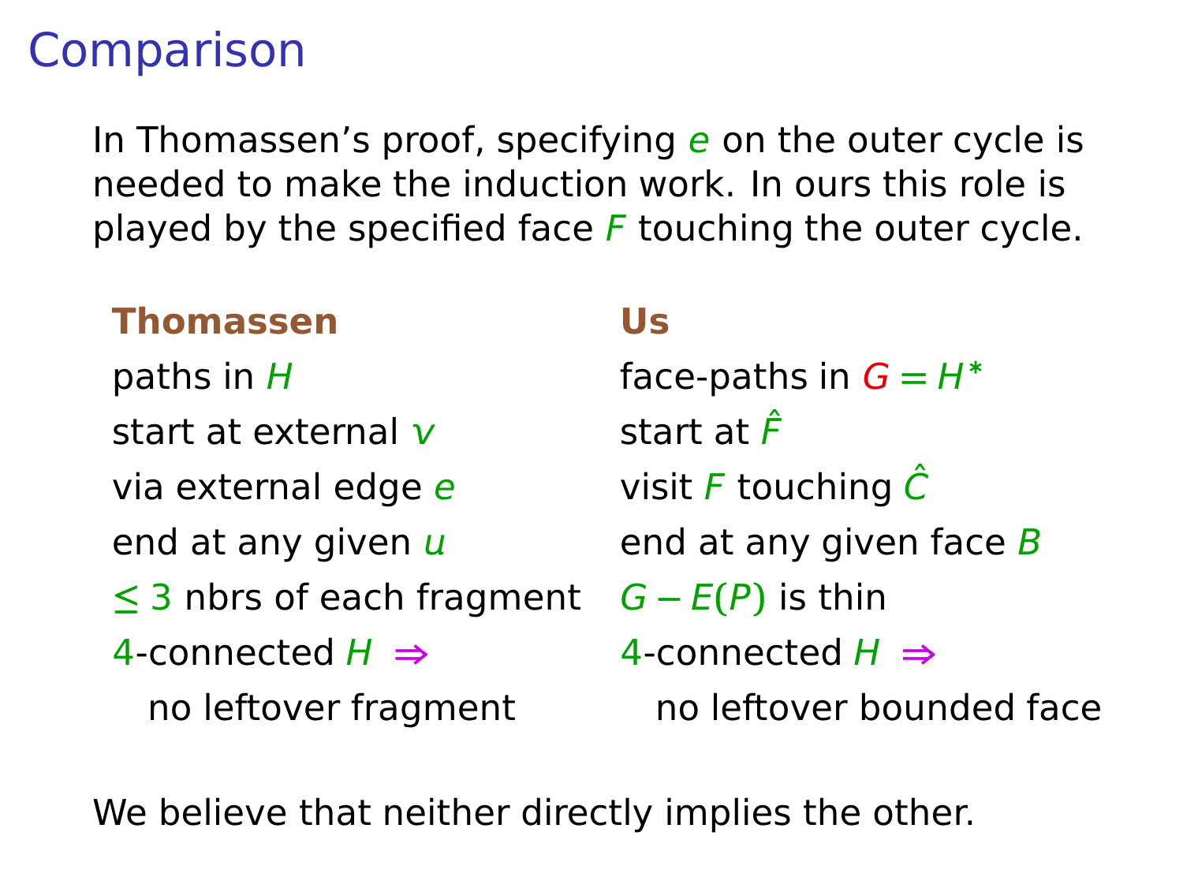# Comparison

In Thomassen's proof, specifying $e$ on the outer cycle is needed to make the induction work. In ours this role is played by the specified face $F$ touching the outer cycle.

| **Thomassen** | **Us** |
|---|---|
| paths in $H$ | face-paths in $G = H^*$ |
| start at external $v$ | start at $\hat{F}$ |
| via external edge $e$ | visit $F$ touching $\hat{C}$ |
| end at any given $u$ | end at any given face $B$ |
| $\leq 3$ nbrs of each fragment | $G - E(P)$ is thin |
| $4$-connected $H$ $\Rightarrow$ no leftover fragment | $4$-connected $H$ $\Rightarrow$ no leftover bounded face |

We believe that neither directly implies the other.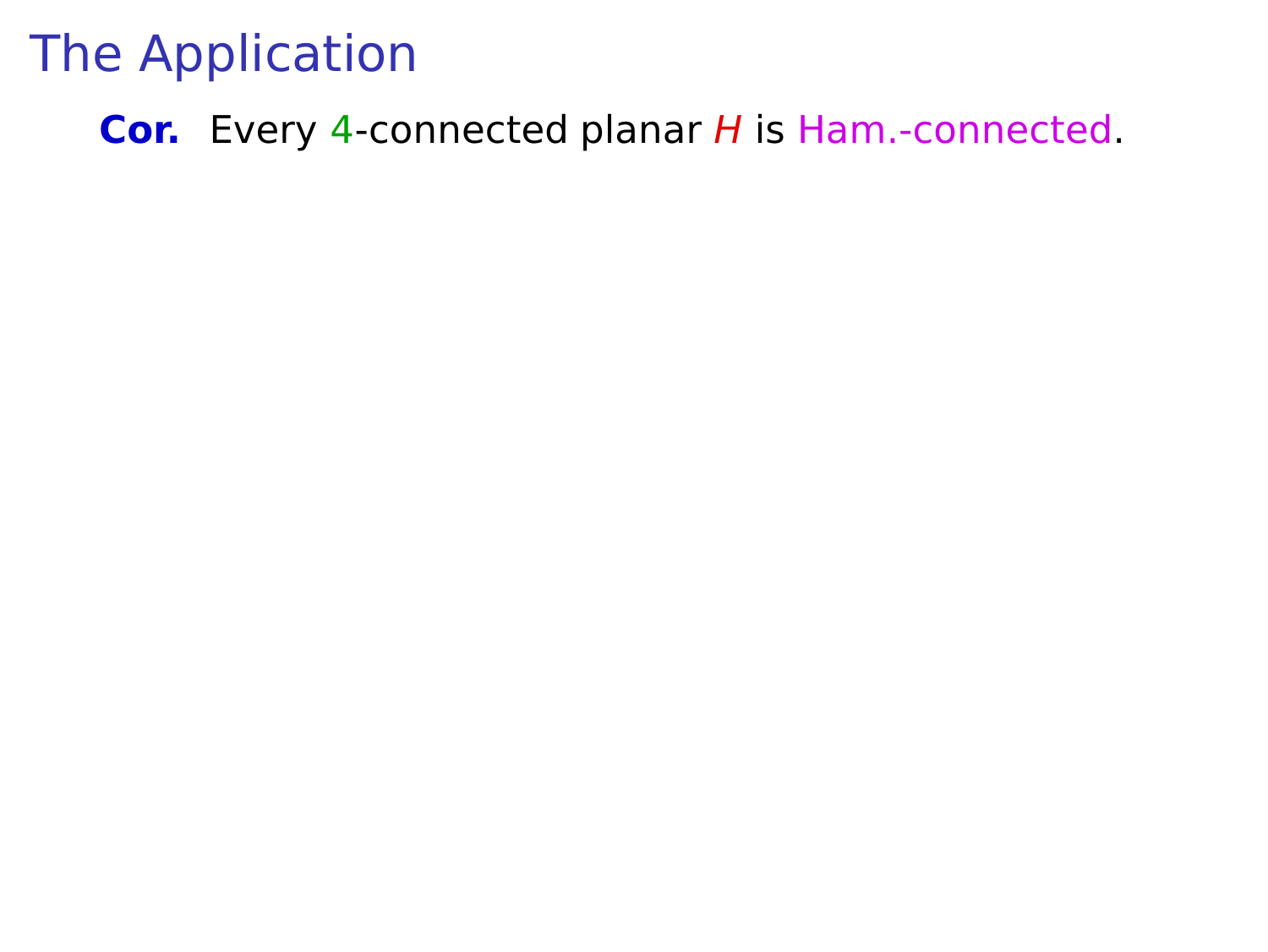# The Application

**Cor.** Every 4-connected planar $H$ is Ham.-connected.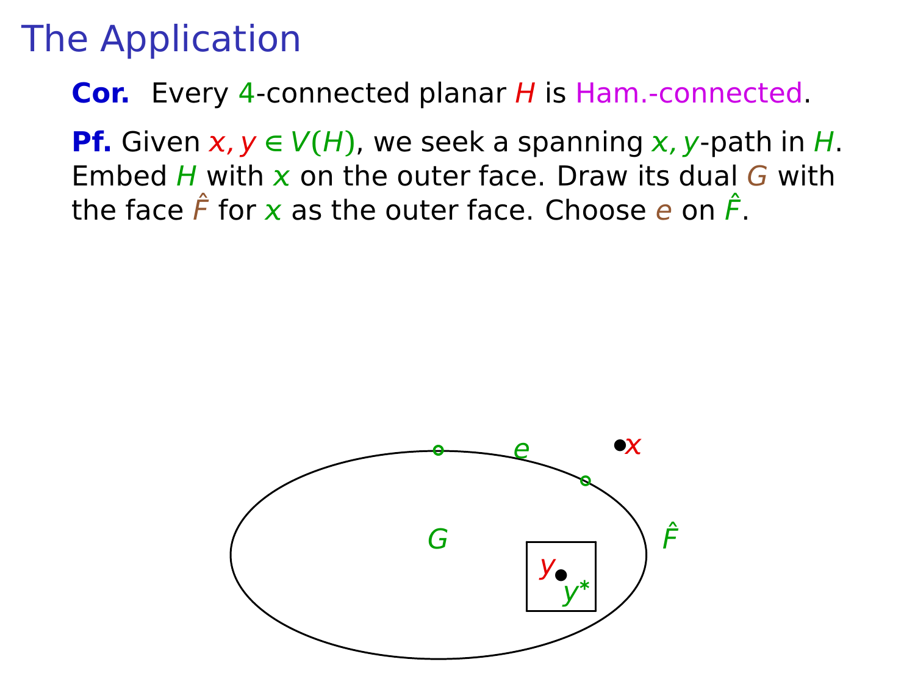# The Application

**Cor.** Every 4-connected planar $H$ is Ham.-connected.

**Pf.** Given $x, y \in V(H)$, we seek a spanning $x, y$-path in $H$. Embed $H$ with $x$ on the outer face. Draw its dual $G$ with the face $\hat{F}$ for $x$ as the outer face. Choose $e$ on $\hat{F}$.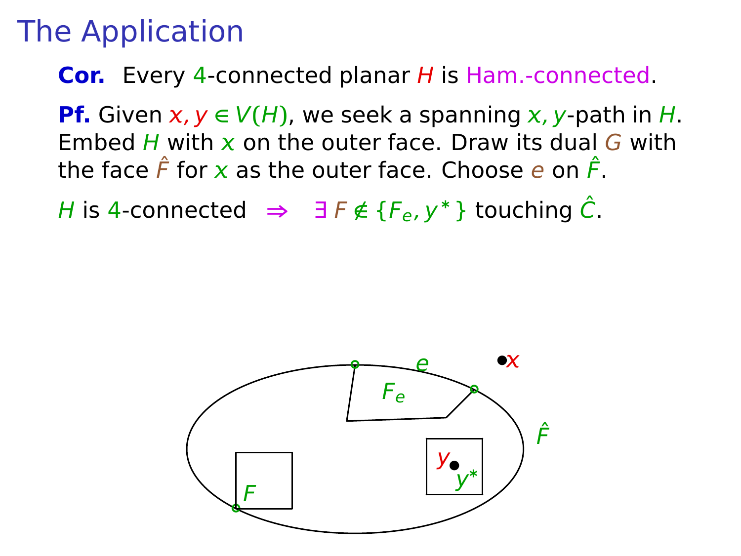# The Application

**Cor.** Every 4-connected planar $H$ is Ham.-connected.

**Pf.** Given $x, y \in V(H)$, we seek a spanning $x, y$-path in $H$. Embed $H$ with $x$ on the outer face. Draw its dual $G$ with the face $\hat{F}$ for $x$ as the outer face. Choose $e$ on $\hat{F}$.

$H$ is 4-connected $\Rightarrow$ $\exists\, F \notin \{F_e, y^*\}$ touching $\hat{C}$.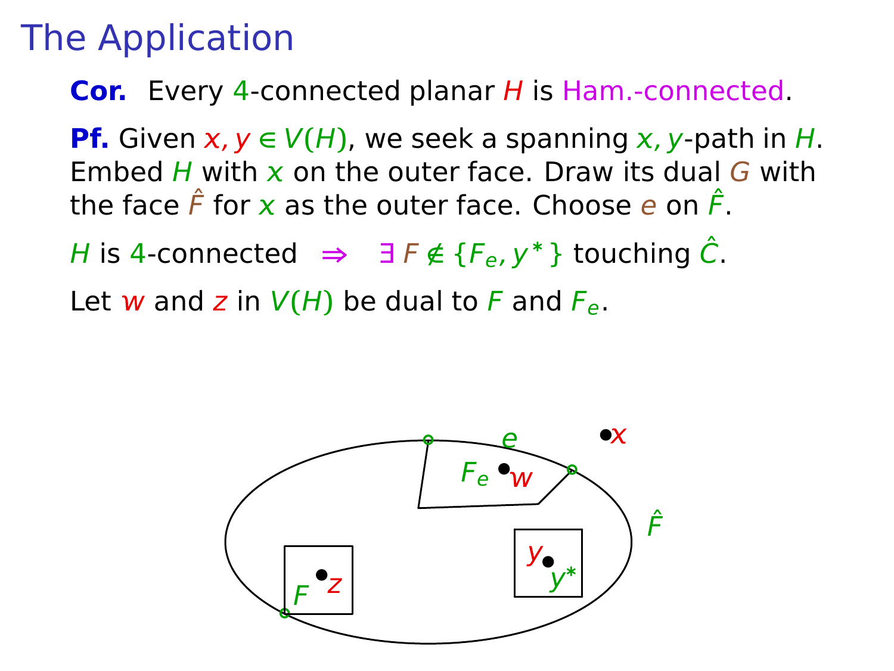# The Application

**Cor.** Every 4-connected planar $H$ is Ham.-connected.

**Pf.** Given $x, y \in V(H)$, we seek a spanning $x, y$-path in $H$. Embed $H$ with $x$ on the outer face. Draw its dual $G$ with the face $\hat{F}$ for $x$ as the outer face. Choose $e$ on $\hat{F}$.

$H$ is 4-connected $\Rightarrow$ $\exists\, F \notin \{F_e, y^*\}$ touching $\hat{C}$.

Let $w$ and $z$ in $V(H)$ be dual to $F$ and $F_e$.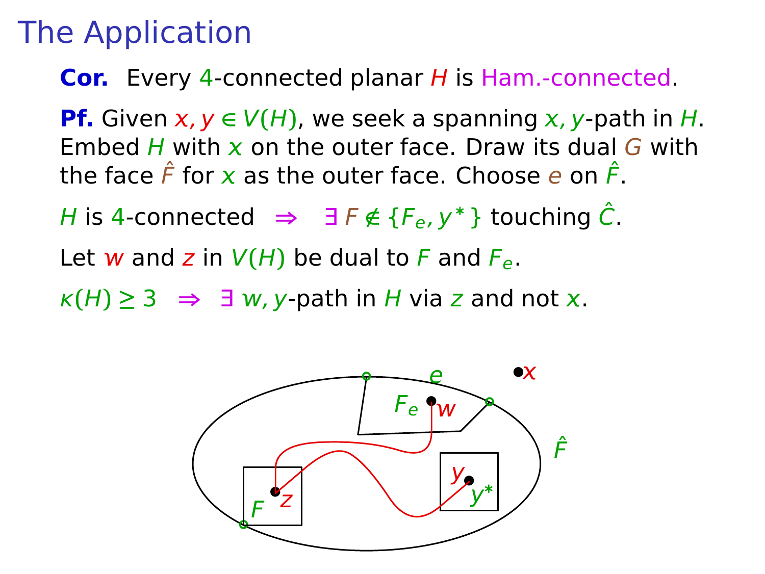# The Application

**Cor.** Every 4-connected planar $H$ is Ham.-connected.

**Pf.** Given $x, y \in V(H)$, we seek a spanning $x, y$-path in $H$. Embed $H$ with $x$ on the outer face. Draw its dual $G$ with the face $\hat{F}$ for $x$ as the outer face. Choose $e$ on $\hat{F}$.

$H$ is 4-connected $\Rightarrow$ $\exists\, F \notin \{F_e, y^*\}$ touching $\hat{C}$.

Let $w$ and $z$ in $V(H)$ be dual to $F$ and $F_e$.

$\kappa(H) \geq 3$ $\Rightarrow$ $\exists$ $w, y$-path in $H$ via $z$ and not $x$.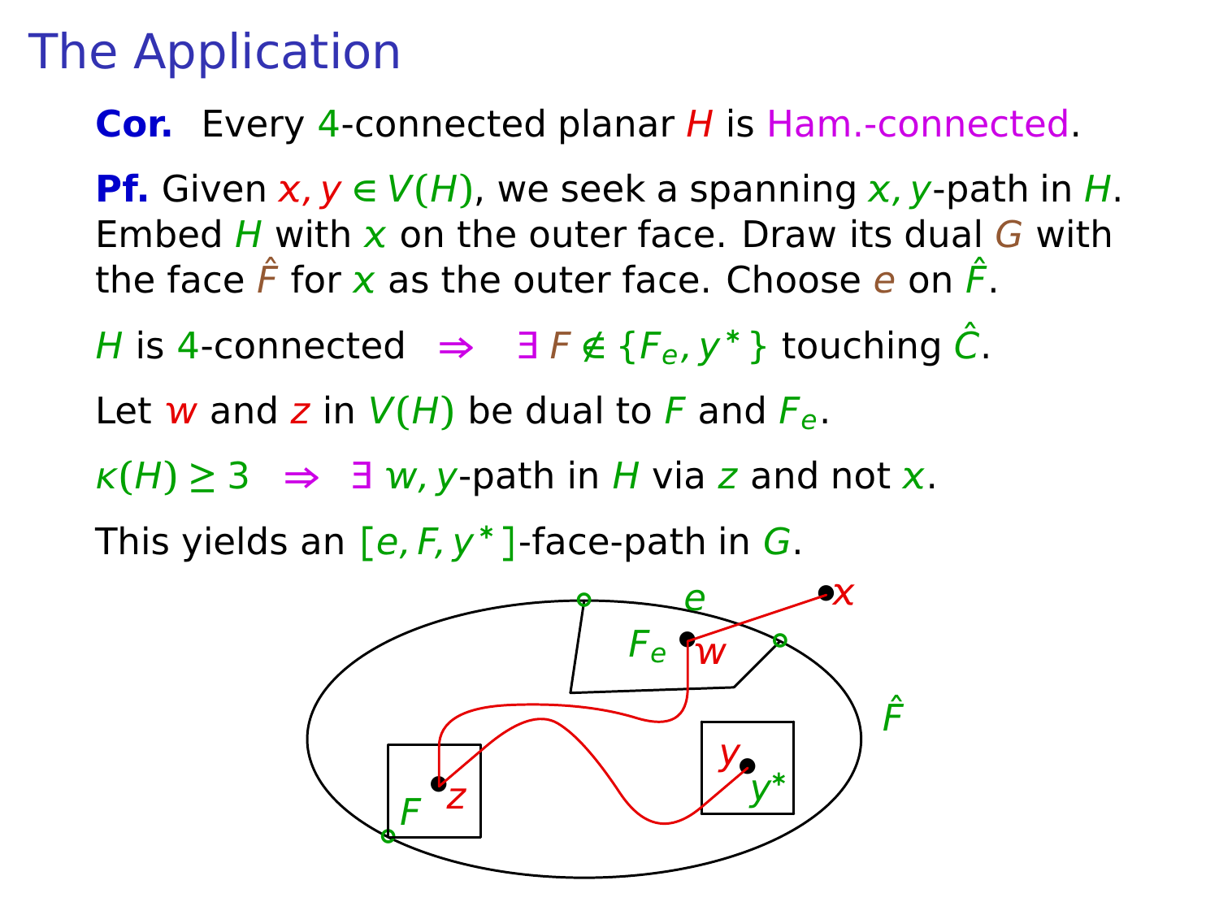# The Application

**Cor.** Every 4-connected planar $H$ is Ham.-connected.

**Pf.** Given $x, y \in V(H)$, we seek a spanning $x, y$-path in $H$. Embed $H$ with $x$ on the outer face. Draw its dual $G$ with the face $\hat{F}$ for $x$ as the outer face. Choose $e$ on $\hat{F}$.

$H$ is 4-connected $\Rightarrow$ $\exists\, F \notin \{F_e, y^*\}$ touching $\hat{C}$.

Let $w$ and $z$ in $V(H)$ be dual to $F$ and $F_e$.

$\kappa(H) \geq 3$ $\Rightarrow$ $\exists\, w, y$-path in $H$ via $z$ and not $x$.

This yields an $[e, F, y^*]$-face-path in $G$.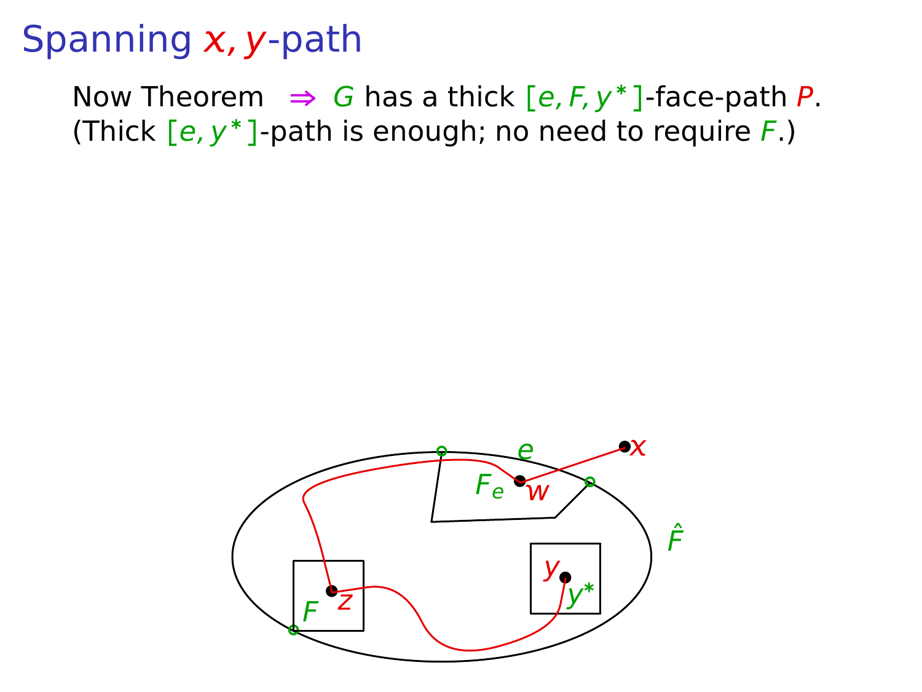# Spanning $x, y$-path

Now Theorem $\Rightarrow$ $G$ has a thick $[e, F, y^*]$-face-path $P$.
(Thick $[e, y^*]$-path is enough; no need to require $F$.)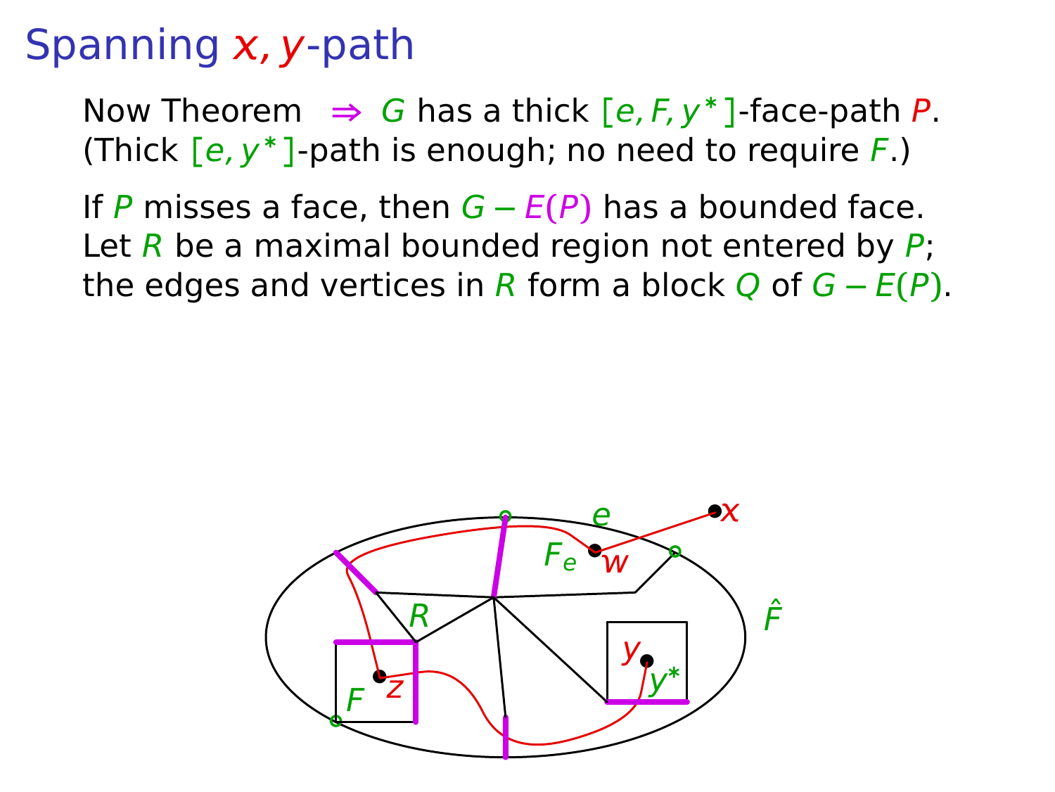# Spanning $x, y$-path

Now Theorem $\Rightarrow$ $G$ has a thick $[e, F, y^*]$-face-path $P$.
(Thick $[e, y^*]$-path is enough; no need to require $F$.)

If $P$ misses a face, then $G - E(P)$ has a bounded face.
Let $R$ be a maximal bounded region not entered by $P$;
the edges and vertices in $R$ form a block $Q$ of $G - E(P)$.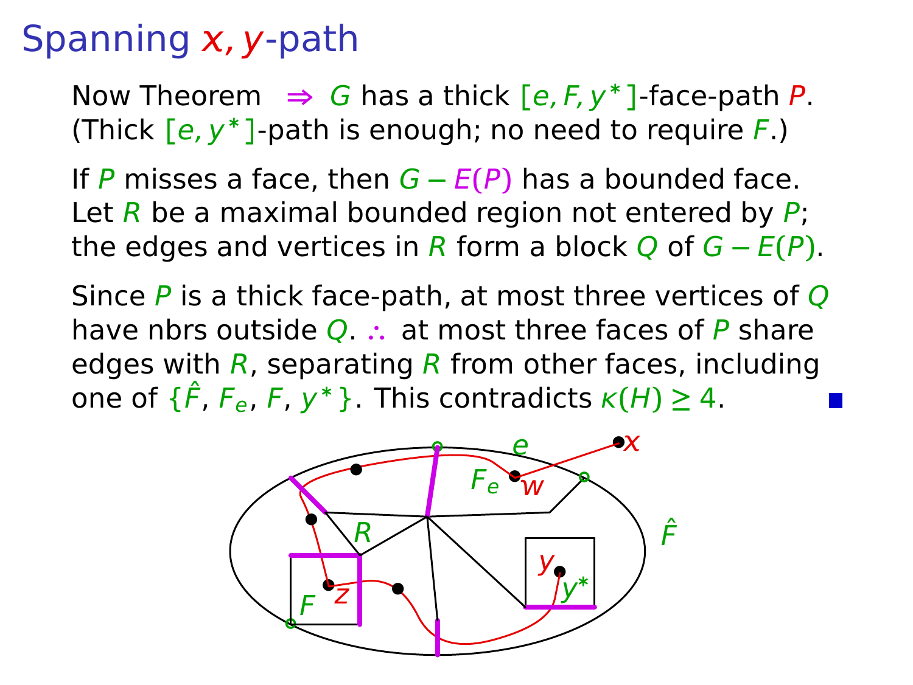# Spanning $x, y$-path

Now Theorem $\Rightarrow$ $G$ has a thick $[e, F, y^*]$-face-path $P$. (Thick $[e, y^*]$-path is enough; no need to require $F$.)

If $P$ misses a face, then $G - E(P)$ has a bounded face. Let $R$ be a maximal bounded region not entered by $P$; the edges and vertices in $R$ form a block $Q$ of $G - E(P)$.

Since $P$ is a thick face-path, at most three vertices of $Q$ have nbrs outside $Q$. $\therefore$ at most three faces of $P$ share edges with $R$, separating $R$ from other faces, including one of $\{\hat{F}, F_e, F, y^*\}$. This contradicts $\kappa(H) \geq 4$. ■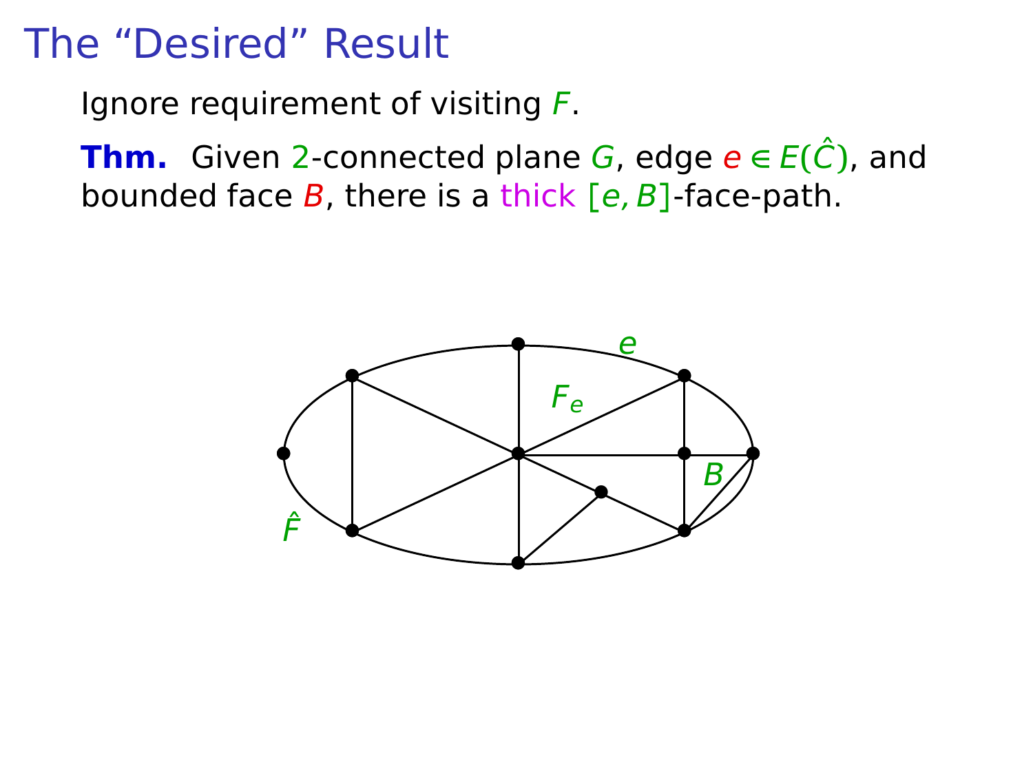# The "Desired" Result

Ignore requirement of visiting $F$.

**Thm.** Given $2$-connected plane $G$, edge $e \in E(\hat{C})$, and bounded face $B$, there is a thick $[e, B]$-face-path.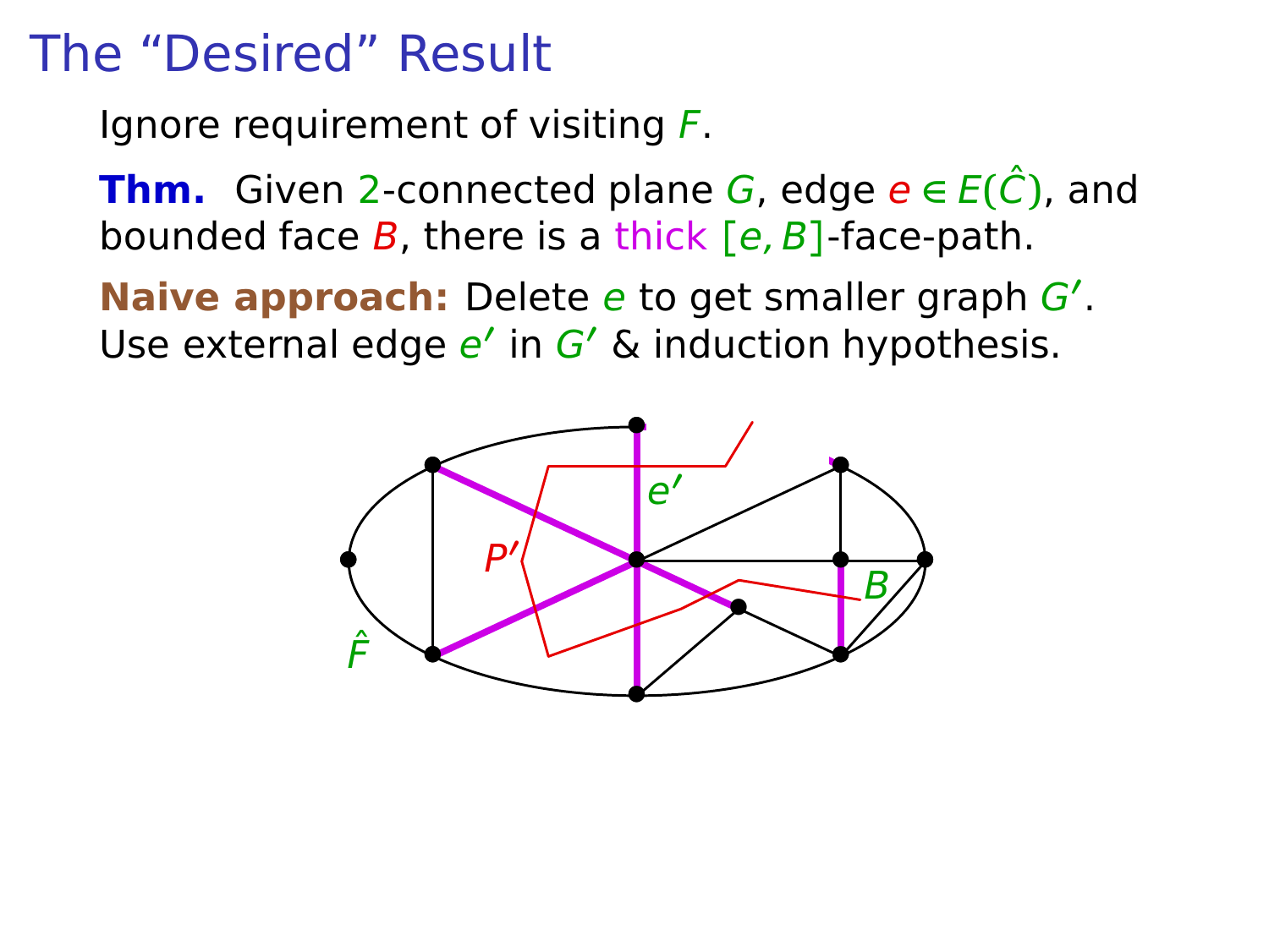# The "Desired" Result

Ignore requirement of visiting $F$.

**Thm.** Given 2-connected plane $G$, edge $e \in E(\hat{C})$, and bounded face $B$, there is a thick $[e, B]$-face-path.

**Naive approach:** Delete $e$ to get smaller graph $G'$. Use external edge $e'$ in $G'$ & induction hypothesis.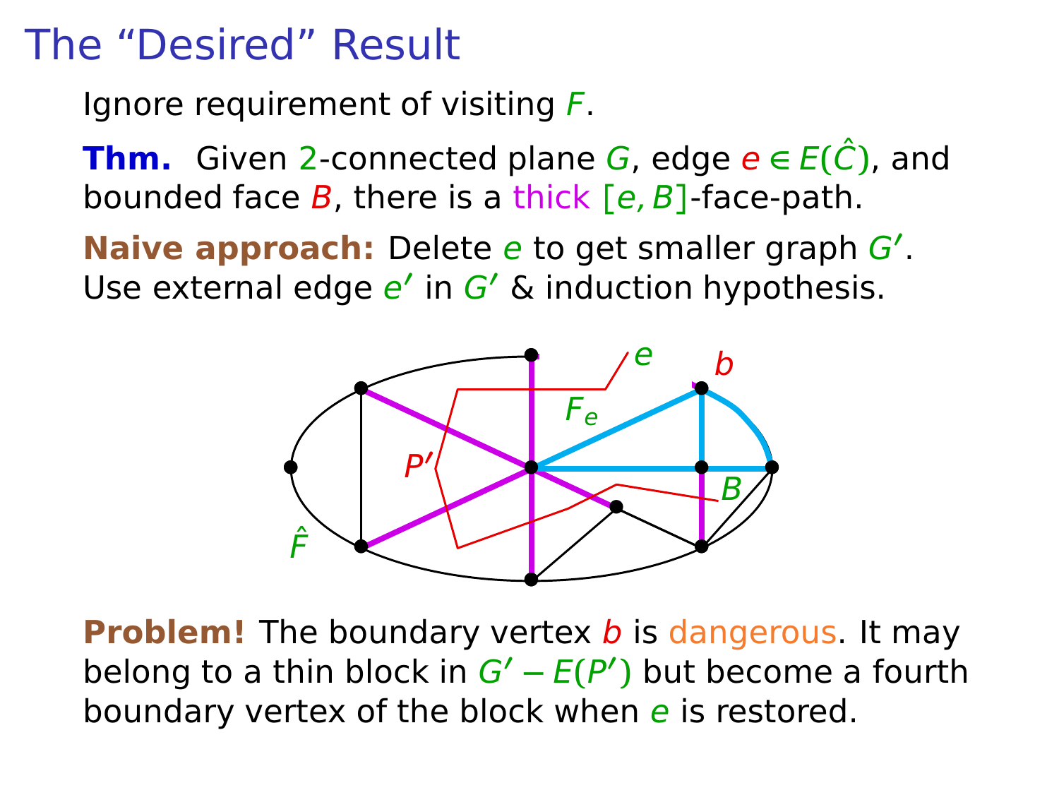# The "Desired" Result

Ignore requirement of visiting $F$.

**Thm.** Given 2-connected plane $G$, edge $e \in E(\hat{C})$, and bounded face $B$, there is a thick $[e, B]$-face-path.

**Naive approach:** Delete $e$ to get smaller graph $G'$. Use external edge $e'$ in $G'$ & induction hypothesis.

**Problem!** The boundary vertex $b$ is dangerous. It may belong to a thin block in $G' - E(P')$ but become a fourth boundary vertex of the block when $e$ is restored.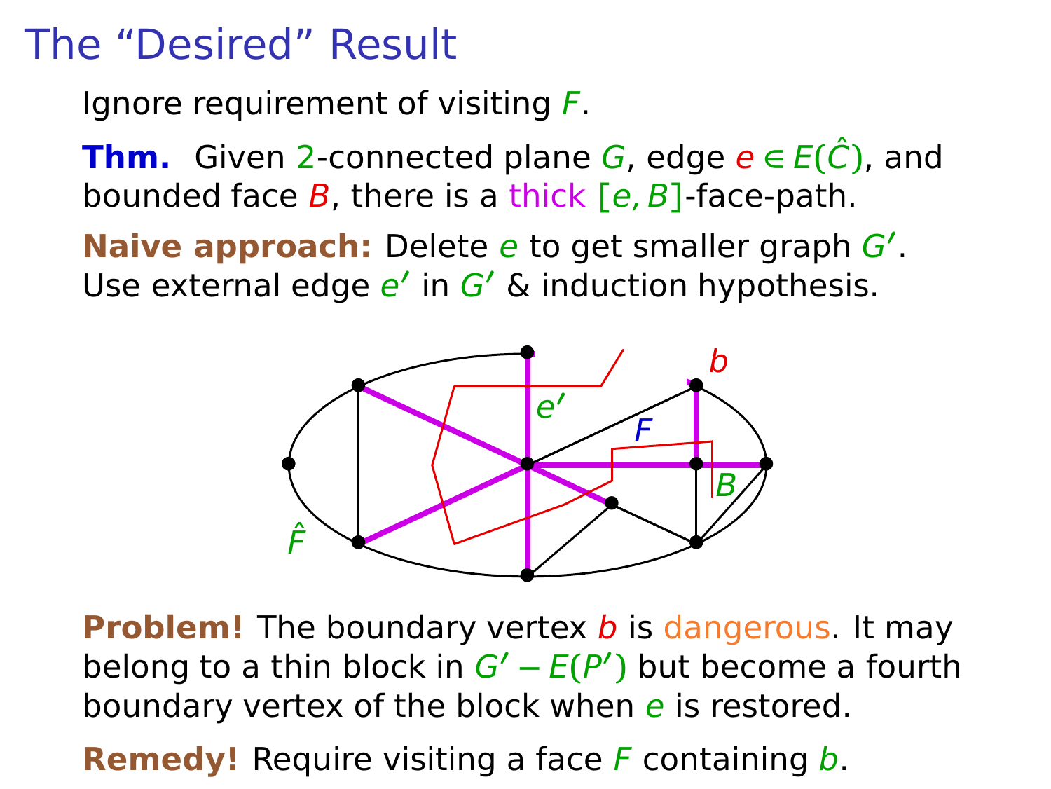# The "Desired" Result

Ignore requirement of visiting $F$.

**Thm.** Given 2-connected plane $G$, edge $e \in E(\hat{C})$, and bounded face $B$, there is a thick $[e, B]$-face-path.

**Naive approach:** Delete $e$ to get smaller graph $G'$. Use external edge $e'$ in $G'$ & induction hypothesis.

**Problem!** The boundary vertex $b$ is dangerous. It may belong to a thin block in $G' - E(P')$ but become a fourth boundary vertex of the block when $e$ is restored.

**Remedy!** Require visiting a face $F$ containing $b$.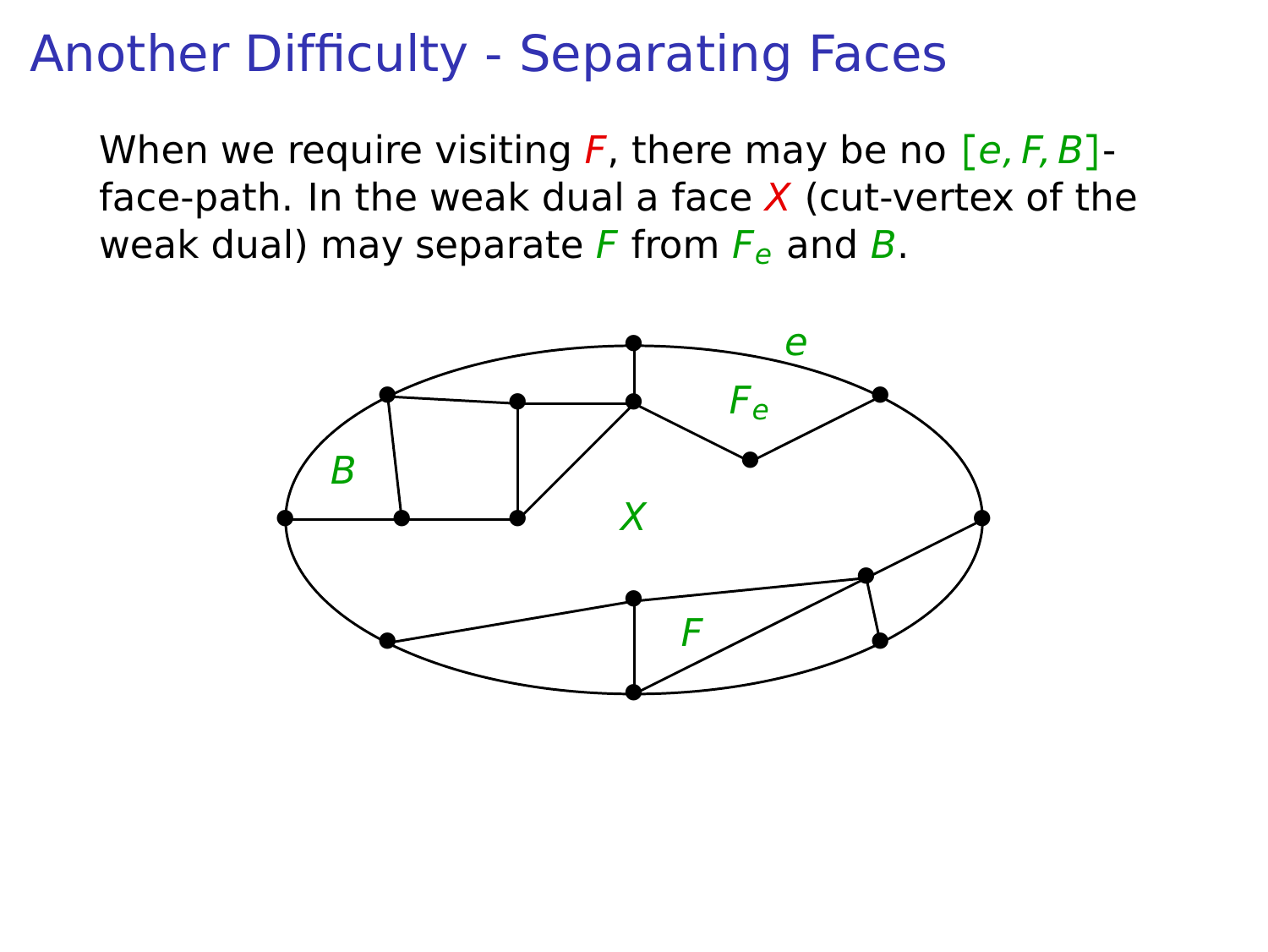# Another Difficulty - Separating Faces

When we require visiting $F$, there may be no $[e, F, B]$-face-path. In the weak dual a face $X$ (cut-vertex of the weak dual) may separate $F$ from $F_e$ and $B$.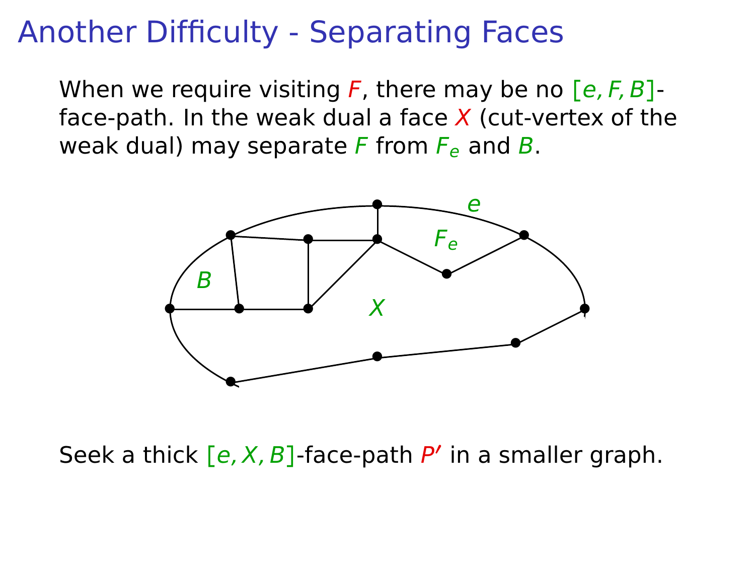# Another Difficulty - Separating Faces

When we require visiting $F$, there may be no $[e, F, B]$-face-path. In the weak dual a face $X$ (cut-vertex of the weak dual) may separate $F$ from $F_e$ and $B$.

Seek a thick $[e, X, B]$-face-path $P'$ in a smaller graph.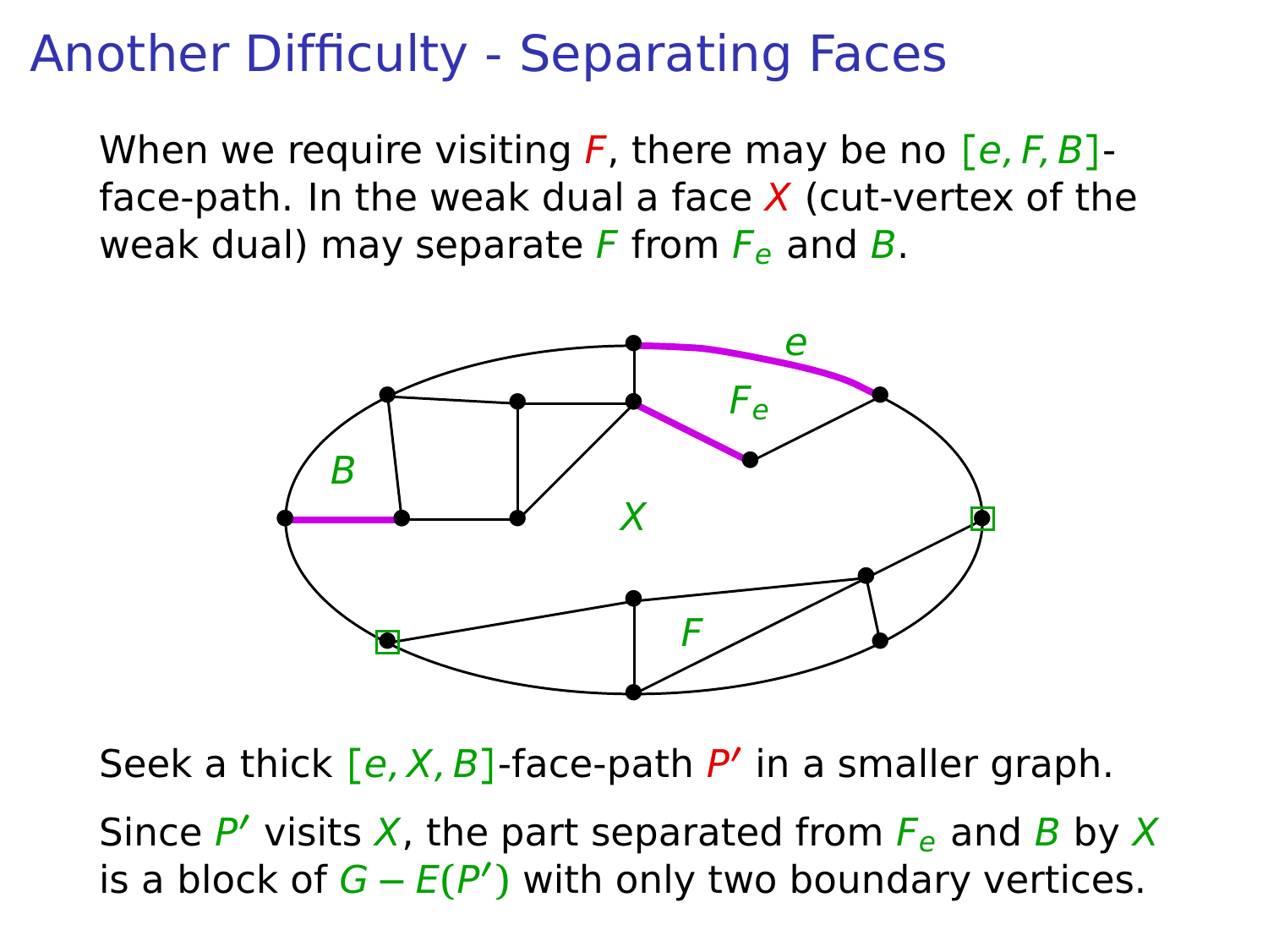# Another Difficulty - Separating Faces

When we require visiting $F$, there may be no $[e, F, B]$-face-path. In the weak dual a face $X$ (cut-vertex of the weak dual) may separate $F$ from $F_e$ and $B$.

Seek a thick $[e, X, B]$-face-path $P'$ in a smaller graph.

Since $P'$ visits $X$, the part separated from $F_e$ and $B$ by $X$ is a block of $G - E(P')$ with only two boundary vertices.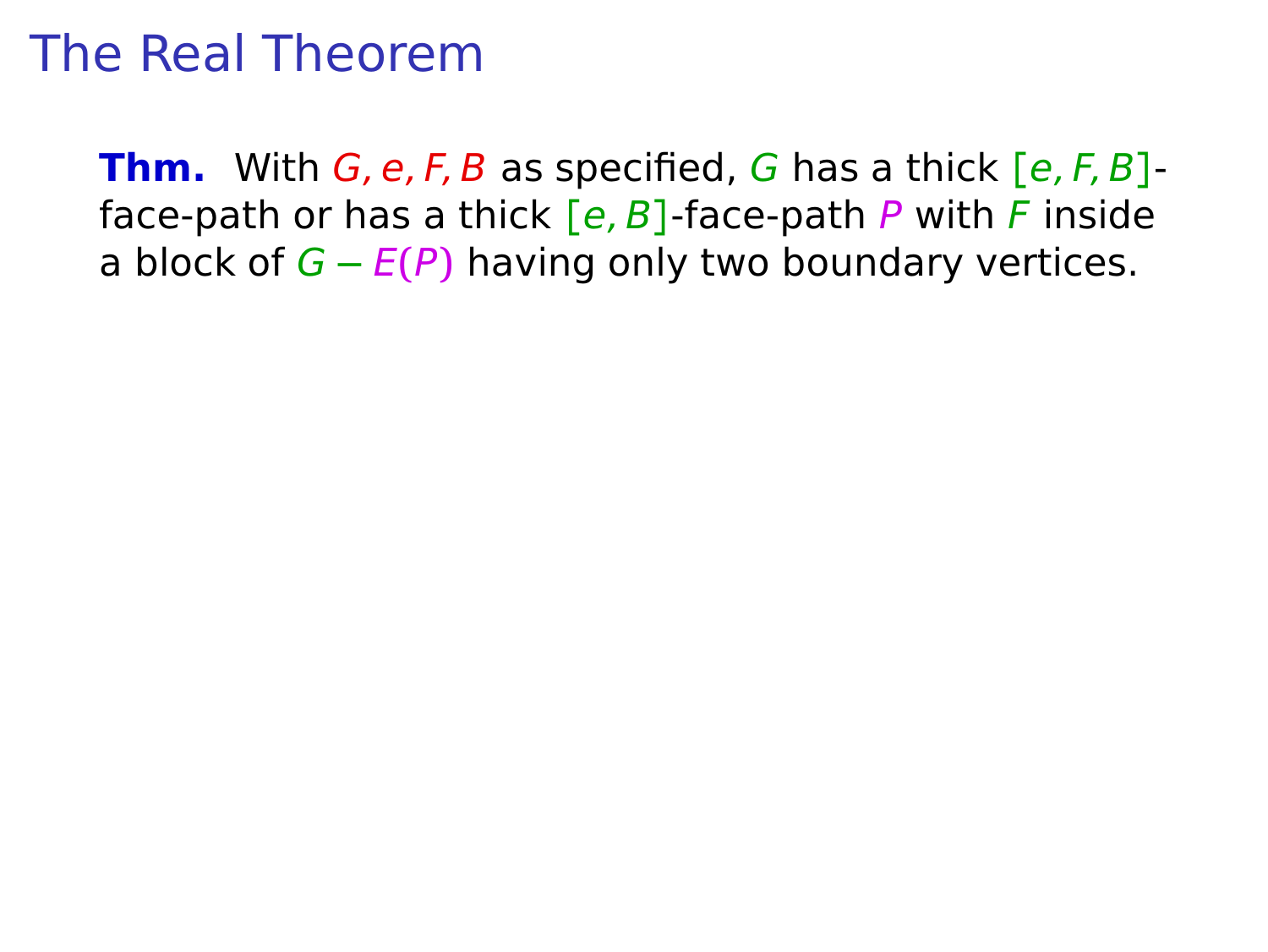# The Real Theorem

**Thm.** With $G, e, F, B$ as specified, $G$ has a thick $[e, F, B]$-face-path or has a thick $[e, B]$-face-path $P$ with $F$ inside a block of $G - E(P)$ having only two boundary vertices.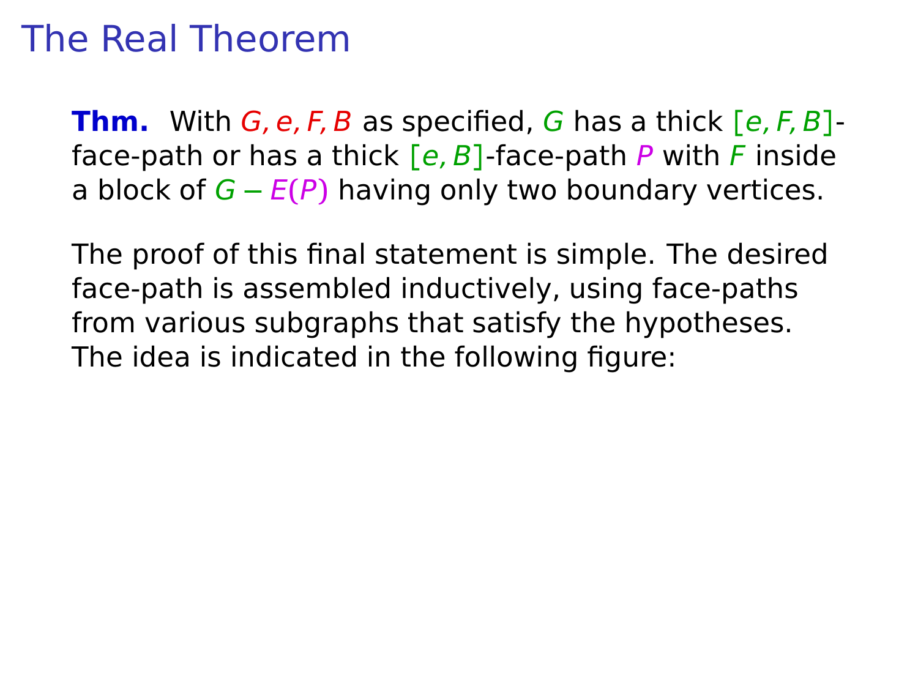# The Real Theorem

**Thm.** With $G, e, F, B$ as specified, $G$ has a thick $[e, F, B]$-face-path or has a thick $[e, B]$-face-path $P$ with $F$ inside a block of $G - E(P)$ having only two boundary vertices.

The proof of this final statement is simple. The desired face-path is assembled inductively, using face-paths from various subgraphs that satisfy the hypotheses. The idea is indicated in the following figure: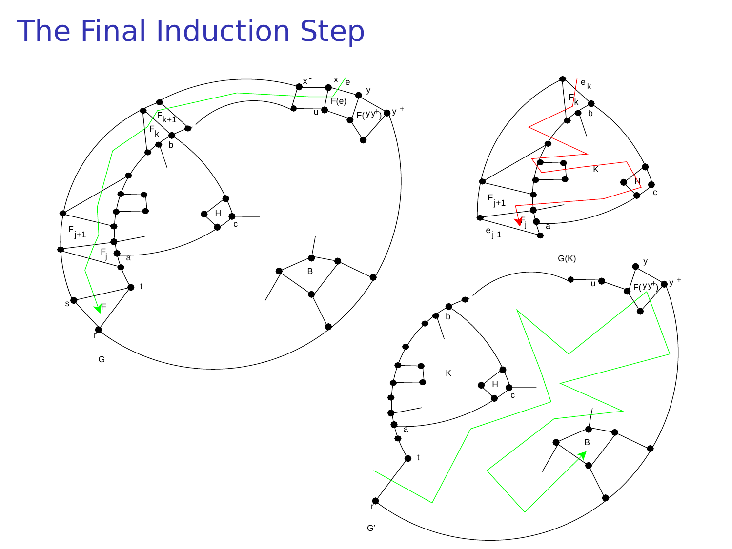# The Final Induction Step

$x^-$ $x$ $e$ $y$ $F(e)$ $u$ $F(yy^+)$ $y^+$ $F_{k+1}$ $F_k$ $b$ $H$ $c$ $F_{j+1}$ $F_j$ $a$ $t$ $s$ $F$ $r$ $B$

G

$e_k$ $F_k$ $b$ $K$ $H$ $c$ $F_{j+1}$ $F_j$ $a$ $e_{j-1}$

G(K)

$y$ $u$ $F(yy^+)$ $y^+$ $b$ $K$ $H$ $c$ $a$ $t$ $r$ $B$

G'